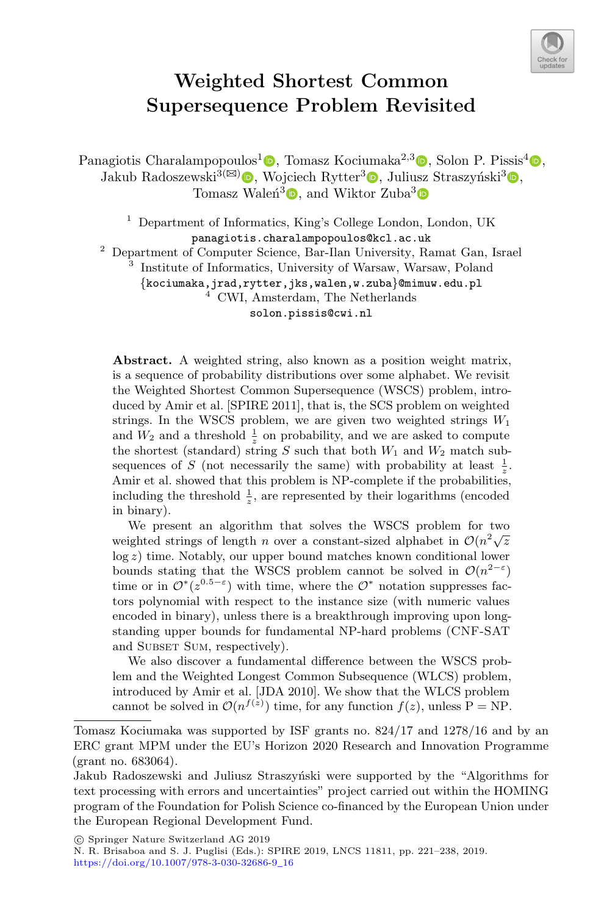# Weighted Shortest Common Supersequence Problem Revisited

Panagiotis Charalampopoulos[1], Tomasz Kociumaka[2,3], Solon P. Pissis[4], Jakub Radoszewski[3](✉), Wojciech Rytter[3], Juliusz Straszyński[3], Tomasz Waleń[3], and Wiktor Zuba[3]

[1] Department of Informatics, King's College London, London, UK
panagiotis.charalampopoulos@kcl.ac.uk

[2] Department of Computer Science, Bar-Ilan University, Ramat Gan, Israel

[3] Institute of Informatics, University of Warsaw, Warsaw, Poland
{kociumaka,jrad,rytter,jks,walen,w.zuba}@mimuw.edu.pl

[4] CWI, Amsterdam, The Netherlands
solon.pissis@cwi.nl

**Abstract.** A weighted string, also known as a position weight matrix, is a sequence of probability distributions over some alphabet. We revisit the Weighted Shortest Common Supersequence (WSCS) problem, introduced by Amir et al. [SPIRE 2011], that is, the SCS problem on weighted strings. In the WSCS problem, we are given two weighted strings $W_1$ and $W_2$ and a threshold $\frac{1}{z}$ on probability, and we are asked to compute the shortest (standard) string $S$ such that both $W_1$ and $W_2$ match subsequences of $S$ (not necessarily the same) with probability at least $\frac{1}{z}$. Amir et al. showed that this problem is NP-complete if the probabilities, including the threshold $\frac{1}{z}$, are represented by their logarithms (encoded in binary).

We present an algorithm that solves the WSCS problem for two weighted strings of length $n$ over a constant-sized alphabet in $\mathcal{O}(n^2\sqrt{z}\log z)$ time. Notably, our upper bound matches known conditional lower bounds stating that the WSCS problem cannot be solved in $\mathcal{O}(n^{2-\varepsilon})$ time or in $\mathcal{O}^*(z^{0.5-\varepsilon})$ with time, where the $\mathcal{O}^*$ notation suppresses factors polynomial with respect to the instance size (with numeric values encoded in binary), unless there is a breakthrough improving upon long-standing upper bounds for fundamental NP-hard problems (CNF-SAT and Subset Sum, respectively).

We also discover a fundamental difference between the WSCS problem and the Weighted Longest Common Subsequence (WLCS) problem, introduced by Amir et al. [JDA 2010]. We show that the WLCS problem cannot be solved in $\mathcal{O}(n^{f(z)})$ time, for any function $f(z)$, unless P = NP.

---

Tomasz Kociumaka was supported by ISF grants no. 824/17 and 1278/16 and by an ERC grant MPM under the EU's Horizon 2020 Research and Innovation Programme (grant no. 683064).

Jakub Radoszewski and Juliusz Straszyński were supported by the "Algorithms for text processing with errors and uncertainties" project carried out within the HOMING program of the Foundation for Polish Science co-financed by the European Union under the European Regional Development Fund.

© Springer Nature Switzerland AG 2019
N. R. Brisaboa and S. J. Puglisi (Eds.): SPIRE 2019, LNCS 11811, pp. 221–238, 2019.
https://doi.org/10.1007/978-3-030-32686-9_16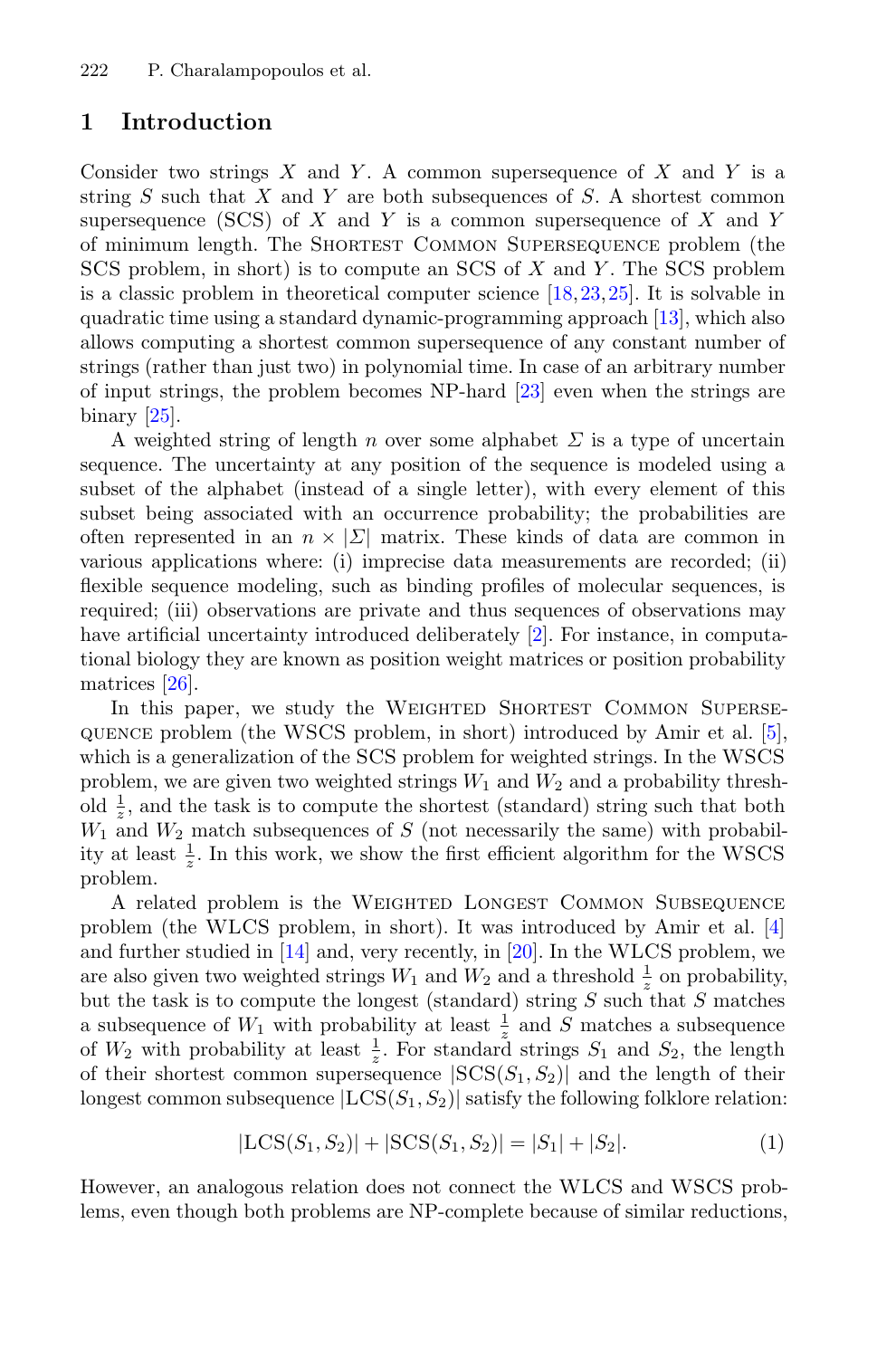## 1 Introduction

Consider two strings $X$ and $Y$. A common supersequence of $X$ and $Y$ is a string $S$ such that $X$ and $Y$ are both subsequences of $S$. A shortest common supersequence (SCS) of $X$ and $Y$ is a common supersequence of $X$ and $Y$ of minimum length. The Shortest Common Supersequence problem (the SCS problem, in short) is to compute an SCS of $X$ and $Y$. The SCS problem is a classic problem in theoretical computer science [18,23,25]. It is solvable in quadratic time using a standard dynamic-programming approach [13], which also allows computing a shortest common supersequence of any constant number of strings (rather than just two) in polynomial time. In case of an arbitrary number of input strings, the problem becomes NP-hard [23] even when the strings are binary [25].

A weighted string of length $n$ over some alphabet $\Sigma$ is a type of uncertain sequence. The uncertainty at any position of the sequence is modeled using a subset of the alphabet (instead of a single letter), with every element of this subset being associated with an occurrence probability; the probabilities are often represented in an $n \times |\Sigma|$ matrix. These kinds of data are common in various applications where: (i) imprecise data measurements are recorded; (ii) flexible sequence modeling, such as binding profiles of molecular sequences, is required; (iii) observations are private and thus sequences of observations may have artificial uncertainty introduced deliberately [2]. For instance, in computational biology they are known as position weight matrices or position probability matrices [26].

In this paper, we study the Weighted Shortest Common Supersequence problem (the WSCS problem, in short) introduced by Amir et al. [5], which is a generalization of the SCS problem for weighted strings. In the WSCS problem, we are given two weighted strings $W_1$ and $W_2$ and a probability threshold $\frac{1}{z}$, and the task is to compute the shortest (standard) string such that both $W_1$ and $W_2$ match subsequences of $S$ (not necessarily the same) with probability at least $\frac{1}{z}$. In this work, we show the first efficient algorithm for the WSCS problem.

A related problem is the Weighted Longest Common Subsequence problem (the WLCS problem, in short). It was introduced by Amir et al. [4] and further studied in [14] and, very recently, in [20]. In the WLCS problem, we are also given two weighted strings $W_1$ and $W_2$ and a threshold $\frac{1}{z}$ on probability, but the task is to compute the longest (standard) string $S$ such that $S$ matches a subsequence of $W_1$ with probability at least $\frac{1}{z}$ and $S$ matches a subsequence of $W_2$ with probability at least $\frac{1}{z}$. For standard strings $S_1$ and $S_2$, the length of their shortest common supersequence $|\text{SCS}(S_1, S_2)|$ and the length of their longest common subsequence $|\text{LCS}(S_1, S_2)|$ satisfy the following folklore relation:

$$|\text{LCS}(S_1, S_2)| + |\text{SCS}(S_1, S_2)| = |S_1| + |S_2|. \tag{1}$$

However, an analogous relation does not connect the WLCS and WSCS problems, even though both problems are NP-complete because of similar reductions,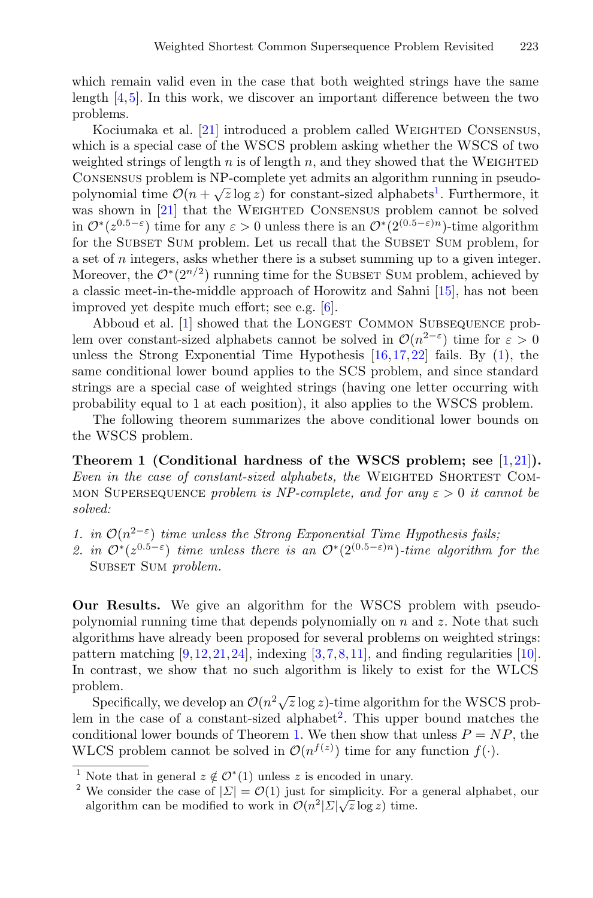which remain valid even in the case that both weighted strings have the same length [4,5]. In this work, we discover an important difference between the two problems.

Kociumaka et al. [21] introduced a problem called Weighted Consensus, which is a special case of the WSCS problem asking whether the WSCS of two weighted strings of length $n$ is of length $n$, and they showed that the Weighted Consensus problem is NP-complete yet admits an algorithm running in pseudo-polynomial time $\mathcal{O}(n + \sqrt{z}\log z)$ for constant-sized alphabets[1]. Furthermore, it was shown in [21] that the Weighted Consensus problem cannot be solved in $\mathcal{O}^*(z^{0.5-\varepsilon})$ time for any $\varepsilon > 0$ unless there is an $\mathcal{O}^*(2^{(0.5-\varepsilon)n})$-time algorithm for the Subset Sum problem. Let us recall that the Subset Sum problem, for a set of $n$ integers, asks whether there is a subset summing up to a given integer. Moreover, the $\mathcal{O}^*(2^{n/2})$ running time for the Subset Sum problem, achieved by a classic meet-in-the-middle approach of Horowitz and Sahni [15], has not been improved yet despite much effort; see e.g. [6].

Abboud et al. [1] showed that the Longest Common Subsequence problem over constant-sized alphabets cannot be solved in $\mathcal{O}(n^{2-\varepsilon})$ time for $\varepsilon > 0$ unless the Strong Exponential Time Hypothesis [16,17,22] fails. By (1), the same conditional lower bound applies to the SCS problem, and since standard strings are a special case of weighted strings (having one letter occurring with probability equal to 1 at each position), it also applies to the WSCS problem.

The following theorem summarizes the above conditional lower bounds on the WSCS problem.

**Theorem 1 (Conditional hardness of the WSCS problem; see [1,21]).** *Even in the case of constant-sized alphabets, the* Weighted Shortest Common Supersequence *problem is NP-complete, and for any $\varepsilon > 0$ it cannot be solved:*

1. *in $\mathcal{O}(n^{2-\varepsilon})$ time unless the Strong Exponential Time Hypothesis fails;*
2. *in $\mathcal{O}^*(z^{0.5-\varepsilon})$ time unless there is an $\mathcal{O}^*(2^{(0.5-\varepsilon)n})$-time algorithm for the* Subset Sum *problem.*

**Our Results.** We give an algorithm for the WSCS problem with pseudo-polynomial running time that depends polynomially on $n$ and $z$. Note that such algorithms have already been proposed for several problems on weighted strings: pattern matching [9,12,21,24], indexing [3,7,8,11], and finding regularities [10]. In contrast, we show that no such algorithm is likely to exist for the WLCS problem.

Specifically, we develop an $\mathcal{O}(n^2\sqrt{z}\log z)$-time algorithm for the WSCS problem in the case of a constant-sized alphabet[2]. This upper bound matches the conditional lower bounds of Theorem 1. We then show that unless $P = NP$, the WLCS problem cannot be solved in $\mathcal{O}(n^{f(z)})$ time for any function $f(\cdot)$.

[1] Note that in general $z \notin \mathcal{O}^*(1)$ unless $z$ is encoded in unary.

[2] We consider the case of $|\Sigma| = \mathcal{O}(1)$ just for simplicity. For a general alphabet, our algorithm can be modified to work in $\mathcal{O}(n^2|\Sigma|\sqrt{z}\log z)$ time.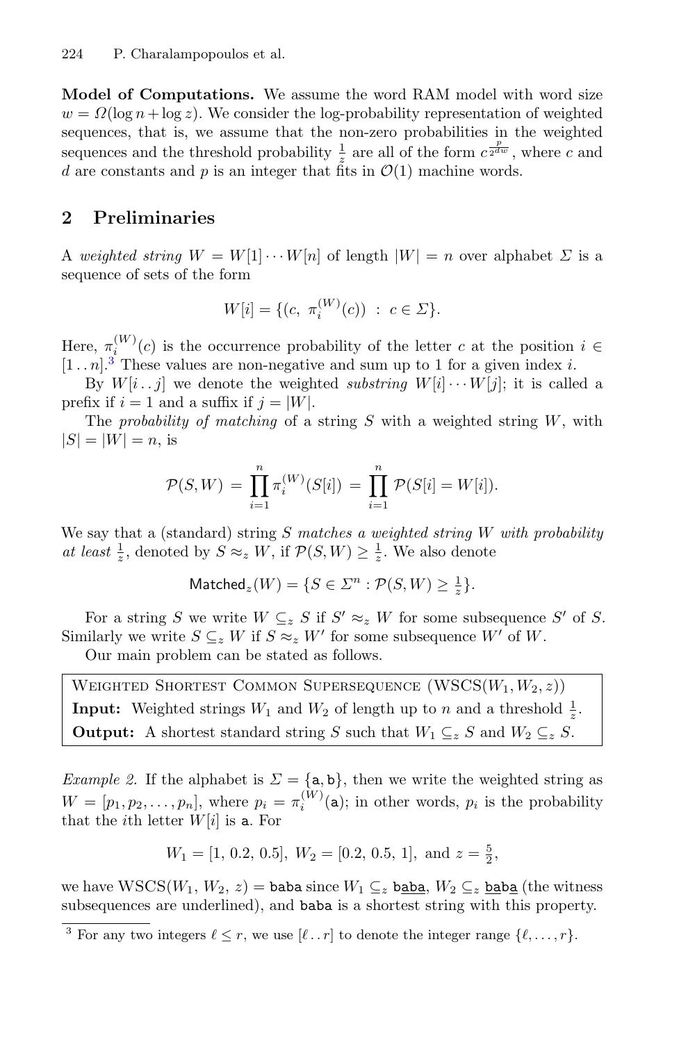**Model of Computations.** We assume the word RAM model with word size $w = \Omega(\log n + \log z)$. We consider the log-probability representation of weighted sequences, that is, we assume that the non-zero probabilities in the weighted sequences and the threshold probability $\frac{1}{z}$ are all of the form $c^{\frac{p}{2^{dw}}}$, where $c$ and $d$ are constants and $p$ is an integer that fits in $\mathcal{O}(1)$ machine words.

## 2 Preliminaries

A *weighted string* $W = W[1] \cdots W[n]$ of length $|W| = n$ over alphabet $\Sigma$ is a sequence of sets of the form

$$W[i] = \{(c,\ \pi_i^{(W)}(c)) \ : \ c \in \Sigma\}.$$

Here, $\pi_i^{(W)}(c)$ is the occurrence probability of the letter $c$ at the position $i \in [1\,..\,n]$.[3] These values are non-negative and sum up to 1 for a given index $i$.

By $W[i\,..\,j]$ we denote the weighted *substring* $W[i] \cdots W[j]$; it is called a prefix if $i = 1$ and a suffix if $j = |W|$.

The *probability of matching* of a string $S$ with a weighted string $W$, with $|S| = |W| = n$, is

$$\mathcal{P}(S, W) \ = \ \prod_{i=1}^{n} \pi_i^{(W)}(S[i]) \ = \ \prod_{i=1}^{n} \mathcal{P}(S[i] = W[i]).$$

We say that a (standard) string $S$ *matches a weighted string* $W$ *with probability at least* $\frac{1}{z}$, denoted by $S \approx_z W$, if $\mathcal{P}(S, W) \geq \frac{1}{z}$. We also denote

$$\mathsf{Matched}_z(W) = \{S \in \Sigma^n : \mathcal{P}(S, W) \geq \tfrac{1}{z}\}.$$

For a string $S$ we write $W \subseteq_z S$ if $S' \approx_z W$ for some subsequence $S'$ of $S$. Similarly we write $S \subseteq_z W$ if $S \approx_z W'$ for some subsequence $W'$ of $W$.

Our main problem can be stated as follows.

> Weighted Shortest Common Supersequence (WSCS$(W_1, W_2, z)$)
> **Input:** Weighted strings $W_1$ and $W_2$ of length up to $n$ and a threshold $\frac{1}{z}$.
> **Output:** A shortest standard string $S$ such that $W_1 \subseteq_z S$ and $W_2 \subseteq_z S$.

*Example 2.* If the alphabet is $\Sigma = \{\mathtt{a}, \mathtt{b}\}$, then we write the weighted string as $W = [p_1, p_2, \ldots, p_n]$, where $p_i = \pi_i^{(W)}(\mathtt{a})$; in other words, $p_i$ is the probability that the $i$th letter $W[i]$ is $\mathtt{a}$. For

$$W_1 = [1,\ 0.2,\ 0.5],\ W_2 = [0.2,\ 0.5,\ 1],\ \text{and}\ z = \tfrac{5}{2},$$

we have WSCS$(W_1, W_2, z) = \mathtt{baba}$ since $W_1 \subseteq_z \mathtt{b}\underline{\mathtt{aba}}$, $W_2 \subseteq_z \underline{\mathtt{ba}}\mathtt{b}\underline{\mathtt{a}}$ (the witness subsequences are underlined), and $\mathtt{baba}$ is a shortest string with this property.

[3] For any two integers $\ell \leq r$, we use $[\ell\,..\,r]$ to denote the integer range $\{\ell, \ldots, r\}$.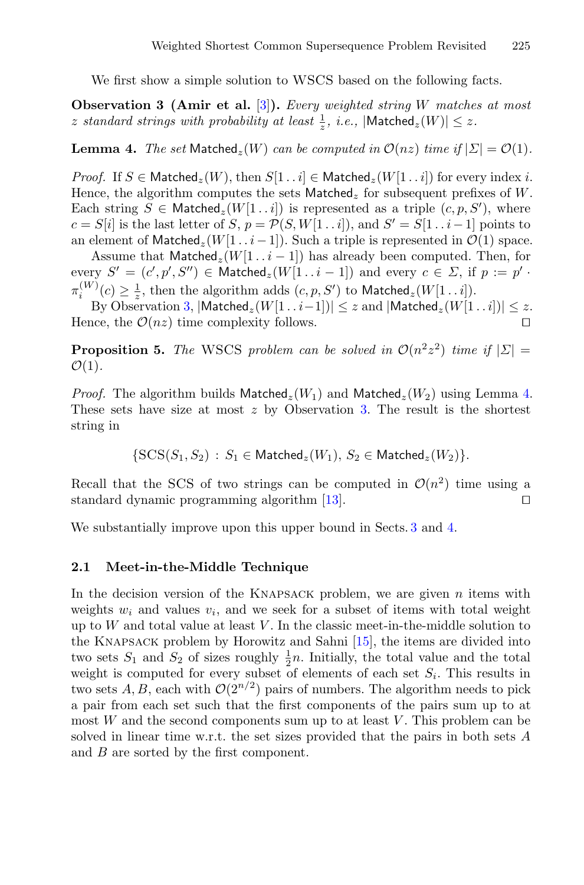We first show a simple solution to WSCS based on the following facts.

**Observation 3 (Amir et al. [3]).** *Every weighted string $W$ matches at most $z$ standard strings with probability at least $\frac{1}{z}$, i.e., $|\mathsf{Matched}_z(W)| \le z$.*

**Lemma 4.** *The set $\mathsf{Matched}_z(W)$ can be computed in $\mathcal{O}(nz)$ time if $|\Sigma| = \mathcal{O}(1)$.*

*Proof.* If $S \in \mathsf{Matched}_z(W)$, then $S[1\..i] \in \mathsf{Matched}_z(W[1\..i])$ for every index $i$. Hence, the algorithm computes the sets $\mathsf{Matched}_z$ for subsequent prefixes of $W$. Each string $S \in \mathsf{Matched}_z(W[1\..i])$ is represented as a triple $(c, p, S')$, where $c = S[i]$ is the last letter of $S$, $p = \mathcal{P}(S, W[1\..i])$, and $S' = S[1\..i-1]$ points to an element of $\mathsf{Matched}_z(W[1\..i-1])$. Such a triple is represented in $\mathcal{O}(1)$ space.

Assume that $\mathsf{Matched}_z(W[1\..i-1])$ has already been computed. Then, for every $S' = (c', p', S'') \in \mathsf{Matched}_z(W[1\..i-1])$ and every $c \in \Sigma$, if $p := p' \cdot \pi_i^{(W)}(c) \ge \frac{1}{z}$, then the algorithm adds $(c, p, S')$ to $\mathsf{Matched}_z(W[1\..i])$.

By Observation 3, $|\mathsf{Matched}_z(W[1\..i-1])| \le z$ and $|\mathsf{Matched}_z(W[1\..i])| \le z$. Hence, the $\mathcal{O}(nz)$ time complexity follows. ◻

**Proposition 5.** *The* WSCS *problem can be solved in $\mathcal{O}(n^2 z^2)$ time if $|\Sigma| = \mathcal{O}(1)$.*

*Proof.* The algorithm builds $\mathsf{Matched}_z(W_1)$ and $\mathsf{Matched}_z(W_2)$ using Lemma 4. These sets have size at most $z$ by Observation 3. The result is the shortest string in

$$\{\mathrm{SCS}(S_1, S_2) \,:\, S_1 \in \mathsf{Matched}_z(W_1),\, S_2 \in \mathsf{Matched}_z(W_2)\}.$$

Recall that the SCS of two strings can be computed in $\mathcal{O}(n^2)$ time using a standard dynamic programming algorithm [13]. ◻

We substantially improve upon this upper bound in Sects. 3 and 4.

### 2.1 Meet-in-the-Middle Technique

In the decision version of the Knapsack problem, we are given $n$ items with weights $w_i$ and values $v_i$, and we seek for a subset of items with total weight up to $W$ and total value at least $V$. In the classic meet-in-the-middle solution to the Knapsack problem by Horowitz and Sahni [15], the items are divided into two sets $S_1$ and $S_2$ of sizes roughly $\frac{1}{2}n$. Initially, the total value and the total weight is computed for every subset of elements of each set $S_i$. This results in two sets $A, B$, each with $\mathcal{O}(2^{n/2})$ pairs of numbers. The algorithm needs to pick a pair from each set such that the first components of the pairs sum up to at most $W$ and the second components sum up to at least $V$. This problem can be solved in linear time w.r.t. the set sizes provided that the pairs in both sets $A$ and $B$ are sorted by the first component.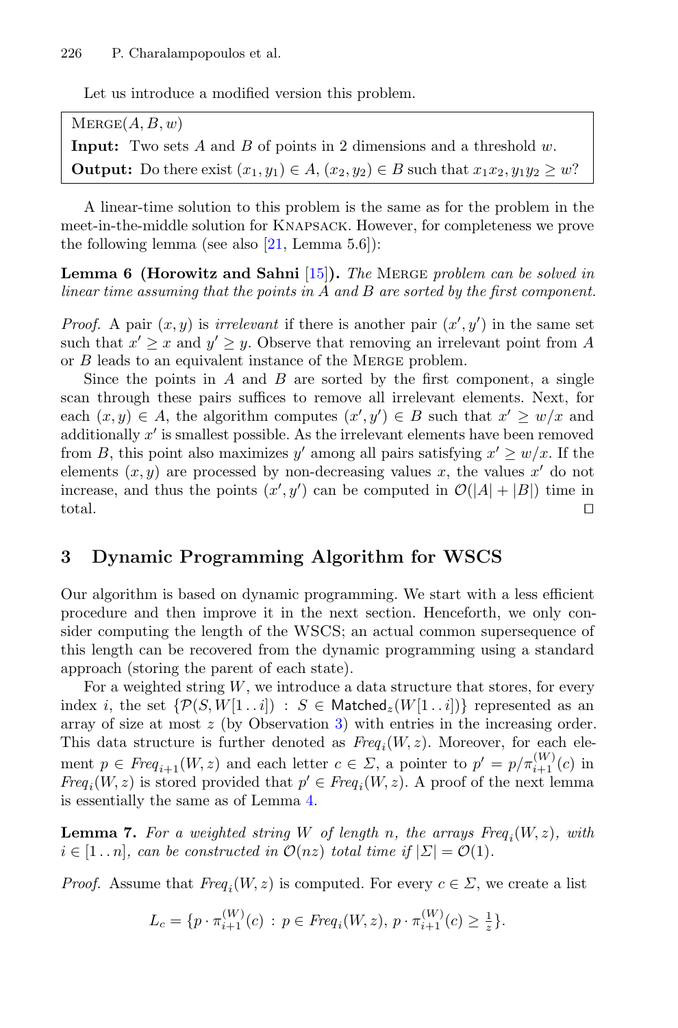Let us introduce a modified version this problem.

> MERGE$(A, B, w)$
> **Input:** Two sets $A$ and $B$ of points in 2 dimensions and a threshold $w$.
> **Output:** Do there exist $(x_1, y_1) \in A$, $(x_2, y_2) \in B$ such that $x_1 x_2, y_1 y_2 \geq w$?

A linear-time solution to this problem is the same as for the problem in the meet-in-the-middle solution for KNAPSACK. However, for completeness we prove the following lemma (see also [21, Lemma 5.6]):

**Lemma 6 (Horowitz and Sahni [15]).** *The* MERGE *problem can be solved in linear time assuming that the points in $A$ and $B$ are sorted by the first component.*

*Proof.* A pair $(x, y)$ is *irrelevant* if there is another pair $(x', y')$ in the same set such that $x' \geq x$ and $y' \geq y$. Observe that removing an irrelevant point from $A$ or $B$ leads to an equivalent instance of the MERGE problem.

Since the points in $A$ and $B$ are sorted by the first component, a single scan through these pairs suffices to remove all irrelevant elements. Next, for each $(x, y) \in A$, the algorithm computes $(x', y') \in B$ such that $x' \geq w/x$ and additionally $x'$ is smallest possible. As the irrelevant elements have been removed from $B$, this point also maximizes $y'$ among all pairs satisfying $x' \geq w/x$. If the elements $(x, y)$ are processed by non-decreasing values $x$, the values $x'$ do not increase, and thus the points $(x', y')$ can be computed in $\mathcal{O}(|A| + |B|)$ time in total. □

## 3 Dynamic Programming Algorithm for WSCS

Our algorithm is based on dynamic programming. We start with a less efficient procedure and then improve it in the next section. Henceforth, we only consider computing the length of the WSCS; an actual common supersequence of this length can be recovered from the dynamic programming using a standard approach (storing the parent of each state).

For a weighted string $W$, we introduce a data structure that stores, for every index $i$, the set $\{\mathcal{P}(S, W[1\,..\,i]) : S \in \mathsf{Matched}_z(W[1\,..\,i])\}$ represented as an array of size at most $z$ (by Observation 3) with entries in the increasing order. This data structure is further denoted as $\mathit{Freq}_i(W, z)$. Moreover, for each element $p \in \mathit{Freq}_{i+1}(W, z)$ and each letter $c \in \Sigma$, a pointer to $p' = p/\pi^{(W)}_{i+1}(c)$ in $\mathit{Freq}_i(W, z)$ is stored provided that $p' \in \mathit{Freq}_i(W, z)$. A proof of the next lemma is essentially the same as of Lemma 4.

**Lemma 7.** *For a weighted string $W$ of length $n$, the arrays $\mathit{Freq}_i(W, z)$, with $i \in [1\,..\,n]$, can be constructed in $\mathcal{O}(nz)$ total time if $|\Sigma| = \mathcal{O}(1)$.*

*Proof.* Assume that $\mathit{Freq}_i(W, z)$ is computed. For every $c \in \Sigma$, we create a list

$$L_c = \{p \cdot \pi^{(W)}_{i+1}(c) : p \in \mathit{Freq}_i(W, z),\ p \cdot \pi^{(W)}_{i+1}(c) \geq \tfrac{1}{z}\}.$$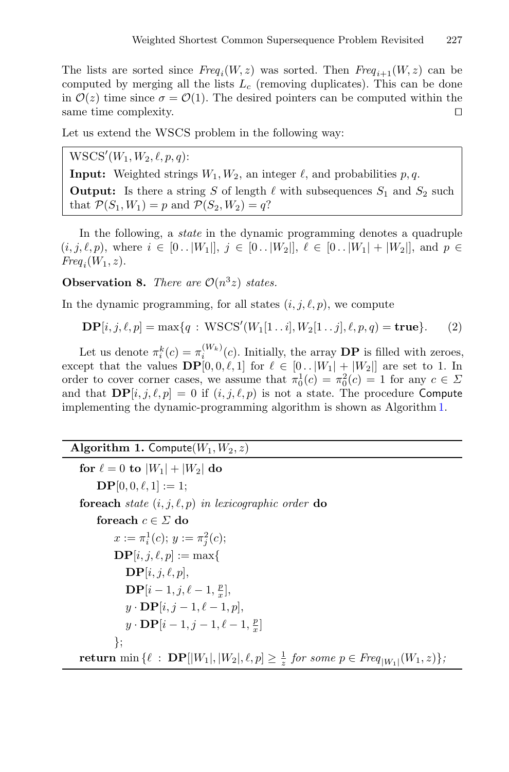The lists are sorted since $Freq_i(W, z)$ was sorted. Then $Freq_{i+1}(W, z)$ can be computed by merging all the lists $L_c$ (removing duplicates). This can be done in $\mathcal{O}(z)$ time since $\sigma = \mathcal{O}(1)$. The desired pointers can be computed within the same time complexity. $\square$

Let us extend the WSCS problem in the following way:

> $\text{WSCS}'(W_1, W_2, \ell, p, q)$:
>
> **Input:** Weighted strings $W_1, W_2$, an integer $\ell$, and probabilities $p, q$.
>
> **Output:** Is there a string $S$ of length $\ell$ with subsequences $S_1$ and $S_2$ such that $\mathcal{P}(S_1, W_1) = p$ and $\mathcal{P}(S_2, W_2) = q$?

In the following, a *state* in the dynamic programming denotes a quadruple $(i, j, \ell, p)$, where $i \in [0\,..\,|W_1|]$, $j \in [0\,..\,|W_2|]$, $\ell \in [0\,..\,|W_1| + |W_2|]$, and $p \in Freq_i(W_1, z)$.

**Observation 8.** *There are $\mathcal{O}(n^3 z)$ states.*

In the dynamic programming, for all states $(i, j, \ell, p)$, we compute

$$\mathbf{DP}[i, j, \ell, p] = \max\{q \,:\, \text{WSCS}'(W_1[1\,..\,i], W_2[1\,..\,j], \ell, p, q) = \mathbf{true}\}. \tag{2}$$

Let us denote $\pi_i^k(c) = \pi_i^{(W_k)}(c)$. Initially, the array $\mathbf{DP}$ is filled with zeroes, except that the values $\mathbf{DP}[0, 0, \ell, 1]$ for $\ell \in [0\,..\,|W_1| + |W_2|]$ are set to 1. In order to cover corner cases, we assume that $\pi_0^1(c) = \pi_0^2(c) = 1$ for any $c \in \Sigma$ and that $\mathbf{DP}[i, j, \ell, p] = 0$ if $(i, j, \ell, p)$ is not a state. The procedure Compute implementing the dynamic-programming algorithm is shown as Algorithm 1.

**Algorithm 1.** Compute$(W_1, W_2, z)$

> **for** $\ell = 0$ **to** $|W_1| + |W_2|$ **do**
>  $\mathbf{DP}[0, 0, \ell, 1] := 1$;
> **foreach** *state* $(i, j, \ell, p)$ *in lexicographic order* **do**
>  **foreach** $c \in \Sigma$ **do**
>   $x := \pi_i^1(c)$; $y := \pi_j^2(c)$;
>   $\mathbf{DP}[i, j, \ell, p] := \max\{$
>    $\mathbf{DP}[i, j, \ell, p]$,
>    $\mathbf{DP}[i-1, j, \ell-1, \frac{p}{x}]$,
>    $y \cdot \mathbf{DP}[i, j-1, \ell-1, p]$,
>    $y \cdot \mathbf{DP}[i-1, j-1, \ell-1, \frac{p}{x}]$
>   $\}$;
> **return** $\min\{\ell \,:\, \mathbf{DP}[|W_1|, |W_2|, \ell, p] \geq \frac{1}{z}$ *for some* $p \in Freq_{|W_1|}(W_1, z)\}$;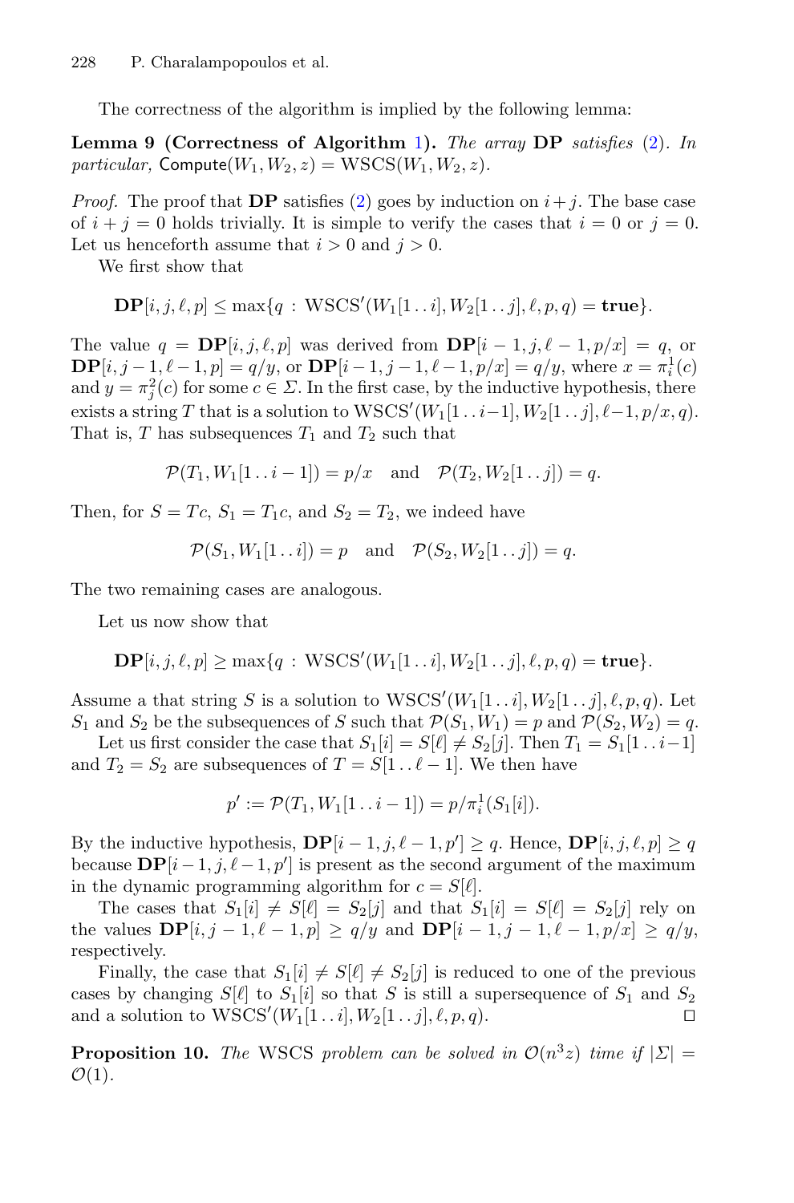The correctness of the algorithm is implied by the following lemma:

**Lemma 9 (Correctness of Algorithm 1).** *The array* **DP** *satisfies* (2)*. In particular,* $\mathsf{Compute}(W_1, W_2, z) = \mathrm{WSCS}(W_1, W_2, z)$.

*Proof.* The proof that **DP** satisfies (2) goes by induction on $i+j$. The base case of $i+j=0$ holds trivially. It is simple to verify the cases that $i=0$ or $j=0$. Let us henceforth assume that $i>0$ and $j>0$.

We first show that

$$\mathbf{DP}[i,j,\ell,p] \le \max\{q \,:\, \mathrm{WSCS}'(W_1[1\,..\,i], W_2[1\,..\,j], \ell, p, q) = \mathbf{true}\}.$$

The value $q = \mathbf{DP}[i,j,\ell,p]$ was derived from $\mathbf{DP}[i-1,j,\ell-1,p/x] = q$, or $\mathbf{DP}[i,j-1,\ell-1,p] = q/y$, or $\mathbf{DP}[i-1,j-1,\ell-1,p/x] = q/y$, where $x = \pi^1_i(c)$ and $y = \pi^2_j(c)$ for some $c \in \Sigma$. In the first case, by the inductive hypothesis, there exists a string $T$ that is a solution to $\mathrm{WSCS}'(W_1[1\,..\,i{-}1], W_2[1\,..\,j], \ell{-}1, p/x, q)$. That is, $T$ has subsequences $T_1$ and $T_2$ such that

$$\mathcal{P}(T_1, W_1[1\,..\,i-1]) = p/x \quad \text{and} \quad \mathcal{P}(T_2, W_2[1\,..\,j]) = q.$$

Then, for $S = Tc$, $S_1 = T_1c$, and $S_2 = T_2$, we indeed have

$$\mathcal{P}(S_1, W_1[1\,..\,i]) = p \quad \text{and} \quad \mathcal{P}(S_2, W_2[1\,..\,j]) = q.$$

The two remaining cases are analogous.

Let us now show that

$$\mathbf{DP}[i,j,\ell,p] \ge \max\{q \,:\, \mathrm{WSCS}'(W_1[1\,..\,i], W_2[1\,..\,j], \ell, p, q) = \mathbf{true}\}.$$

Assume a that string $S$ is a solution to $\mathrm{WSCS}'(W_1[1\,..\,i], W_2[1\,..\,j], \ell, p, q)$. Let $S_1$ and $S_2$ be the subsequences of $S$ such that $\mathcal{P}(S_1, W_1) = p$ and $\mathcal{P}(S_2, W_2) = q$.

Let us first consider the case that $S_1[i] = S[\ell] \ne S_2[j]$. Then $T_1 = S_1[1\,..\,i{-}1]$ and $T_2 = S_2$ are subsequences of $T = S[1\,..\,\ell-1]$. We then have

$$p' := \mathcal{P}(T_1, W_1[1\,..\,i-1]) = p/\pi^1_i(S_1[i]).$$

By the inductive hypothesis, $\mathbf{DP}[i-1,j,\ell-1,p'] \ge q$. Hence, $\mathbf{DP}[i,j,\ell,p] \ge q$ because $\mathbf{DP}[i-1,j,\ell-1,p']$ is present as the second argument of the maximum in the dynamic programming algorithm for $c = S[\ell]$.

The cases that $S_1[i] \ne S[\ell] = S_2[j]$ and that $S_1[i] = S[\ell] = S_2[j]$ rely on the values $\mathbf{DP}[i,j-1,\ell-1,p] \ge q/y$ and $\mathbf{DP}[i-1,j-1,\ell-1,p/x] \ge q/y$, respectively.

Finally, the case that $S_1[i] \ne S[\ell] \ne S_2[j]$ is reduced to one of the previous cases by changing $S[\ell]$ to $S_1[i]$ so that $S$ is still a supersequence of $S_1$ and $S_2$ and a solution to $\mathrm{WSCS}'(W_1[1\,..\,i], W_2[1\,..\,j], \ell, p, q)$. $\square$

**Proposition 10.** *The* WSCS *problem can be solved in* $\mathcal{O}(n^3 z)$ *time if* $|\Sigma| = \mathcal{O}(1)$.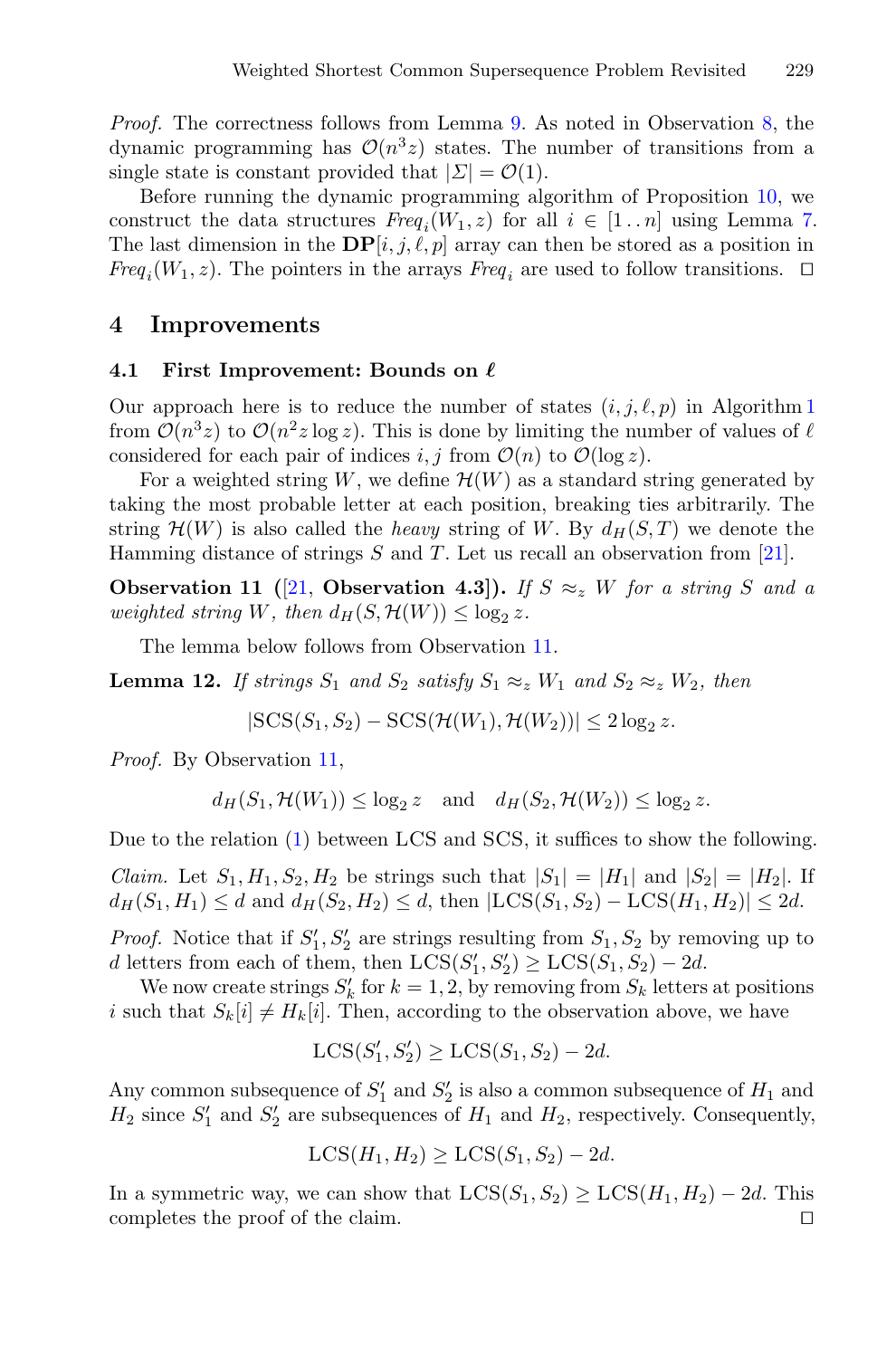*Proof.* The correctness follows from Lemma 9. As noted in Observation 8, the dynamic programming has $\mathcal{O}(n^3 z)$ states. The number of transitions from a single state is constant provided that $|\Sigma| = \mathcal{O}(1)$.

Before running the dynamic programming algorithm of Proposition 10, we construct the data structures $\mathit{Freq}_i(W_1, z)$ for all $i \in [1\,..\,n]$ using Lemma 7. The last dimension in the $\mathbf{DP}[i, j, \ell, p]$ array can then be stored as a position in $\mathit{Freq}_i(W_1, z)$. The pointers in the arrays $\mathit{Freq}_i$ are used to follow transitions. $\square$

## 4 Improvements

### 4.1 First Improvement: Bounds on $\ell$

Our approach here is to reduce the number of states $(i, j, \ell, p)$ in Algorithm 1 from $\mathcal{O}(n^3 z)$ to $\mathcal{O}(n^2 z \log z)$. This is done by limiting the number of values of $\ell$ considered for each pair of indices $i, j$ from $\mathcal{O}(n)$ to $\mathcal{O}(\log z)$.

For a weighted string $W$, we define $\mathcal{H}(W)$ as a standard string generated by taking the most probable letter at each position, breaking ties arbitrarily. The string $\mathcal{H}(W)$ is also called the *heavy* string of $W$. By $d_H(S, T)$ we denote the Hamming distance of strings $S$ and $T$. Let us recall an observation from [21].

**Observation 11 ([21, Observation 4.3]).** *If $S \approx_z W$ for a string $S$ and a weighted string $W$, then $d_H(S, \mathcal{H}(W)) \le \log_2 z$.*

The lemma below follows from Observation 11.

**Lemma 12.** *If strings $S_1$ and $S_2$ satisfy $S_1 \approx_z W_1$ and $S_2 \approx_z W_2$, then*

$$|\mathrm{SCS}(S_1, S_2) - \mathrm{SCS}(\mathcal{H}(W_1), \mathcal{H}(W_2))| \le 2 \log_2 z.$$

*Proof.* By Observation 11,

$$d_H(S_1, \mathcal{H}(W_1)) \le \log_2 z \quad \text{and} \quad d_H(S_2, \mathcal{H}(W_2)) \le \log_2 z.$$

Due to the relation (1) between LCS and SCS, it suffices to show the following.

*Claim.* Let $S_1, H_1, S_2, H_2$ be strings such that $|S_1| = |H_1|$ and $|S_2| = |H_2|$. If $d_H(S_1, H_1) \le d$ and $d_H(S_2, H_2) \le d$, then $|\mathrm{LCS}(S_1, S_2) - \mathrm{LCS}(H_1, H_2)| \le 2d$.

*Proof.* Notice that if $S_1', S_2'$ are strings resulting from $S_1, S_2$ by removing up to $d$ letters from each of them, then $\mathrm{LCS}(S_1', S_2') \ge \mathrm{LCS}(S_1, S_2) - 2d$.

We now create strings $S_k'$ for $k = 1, 2$, by removing from $S_k$ letters at positions $i$ such that $S_k[i] \ne H_k[i]$. Then, according to the observation above, we have

$$\mathrm{LCS}(S_1', S_2') \ge \mathrm{LCS}(S_1, S_2) - 2d.$$

Any common subsequence of $S_1'$ and $S_2'$ is also a common subsequence of $H_1$ and $H_2$ since $S_1'$ and $S_2'$ are subsequences of $H_1$ and $H_2$, respectively. Consequently,

$$\mathrm{LCS}(H_1, H_2) \ge \mathrm{LCS}(S_1, S_2) - 2d.$$

In a symmetric way, we can show that $\mathrm{LCS}(S_1, S_2) \ge \mathrm{LCS}(H_1, H_2) - 2d$. This completes the proof of the claim. $\square$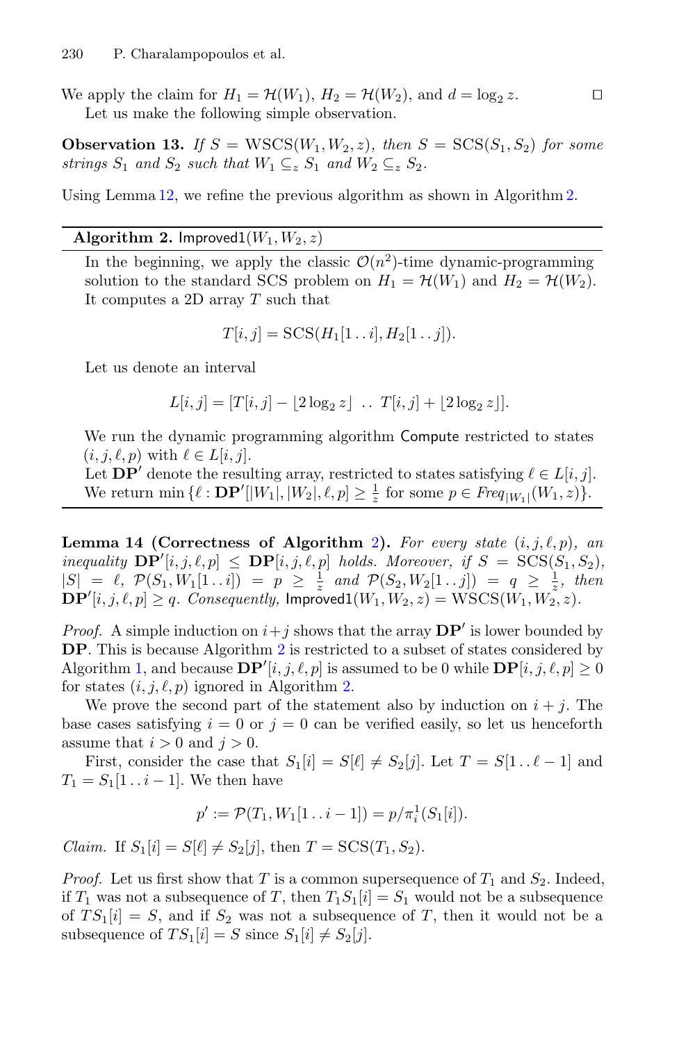We apply the claim for $H_1 = \mathcal{H}(W_1)$, $H_2 = \mathcal{H}(W_2)$, and $d = \log_2 z$. $\square$

Let us make the following simple observation.

**Observation 13.** *If $S = \text{WSCS}(W_1, W_2, z)$, then $S = \text{SCS}(S_1, S_2)$ for some strings $S_1$ and $S_2$ such that $W_1 \subseteq_z S_1$ and $W_2 \subseteq_z S_2$.*

Using Lemma 12, we refine the previous algorithm as shown in Algorithm 2.

---

**Algorithm 2.** $\mathsf{Improved1}(W_1, W_2, z)$

---

In the beginning, we apply the classic $\mathcal{O}(n^2)$-time dynamic-programming solution to the standard SCS problem on $H_1 = \mathcal{H}(W_1)$ and $H_2 = \mathcal{H}(W_2)$. It computes a 2D array $T$ such that

$$T[i,j] = \text{SCS}(H_1[1\,..\,i], H_2[1\,..\,j]).$$

Let us denote an interval

$$L[i,j] = [T[i,j] - \lfloor 2\log_2 z \rfloor \;..\; T[i,j] + \lfloor 2\log_2 z \rfloor].$$

We run the dynamic programming algorithm $\mathsf{Compute}$ restricted to states $(i,j,\ell,p)$ with $\ell \in L[i,j]$.

Let $\mathbf{DP}'$ denote the resulting array, restricted to states satisfying $\ell \in L[i,j]$.

We return $\min\{\ell : \mathbf{DP}'[|W_1|, |W_2|, \ell, p] \geq \frac{1}{z}$ for some $p \in \mathit{Freq}_{|W_1|}(W_1, z)\}$.

---

**Lemma 14 (Correctness of Algorithm 2).** *For every state $(i,j,\ell,p)$, an inequality $\mathbf{DP}'[i,j,\ell,p] \leq \mathbf{DP}[i,j,\ell,p]$ holds. Moreover, if $S = \text{SCS}(S_1, S_2)$, $|S| = \ell$, $\mathcal{P}(S_1, W_1[1\,..\,i]) = p \geq \frac{1}{z}$ and $\mathcal{P}(S_2, W_2[1\,..\,j]) = q \geq \frac{1}{z}$, then $\mathbf{DP}'[i,j,\ell,p] \geq q$. Consequently, $\mathsf{Improved1}(W_1, W_2, z) = \text{WSCS}(W_1, W_2, z)$.*

*Proof.* A simple induction on $i+j$ shows that the array $\mathbf{DP}'$ is lower bounded by $\mathbf{DP}$. This is because Algorithm 2 is restricted to a subset of states considered by Algorithm 1, and because $\mathbf{DP}'[i,j,\ell,p]$ is assumed to be 0 while $\mathbf{DP}[i,j,\ell,p] \geq 0$ for states $(i,j,\ell,p)$ ignored in Algorithm 2.

We prove the second part of the statement also by induction on $i+j$. The base cases satisfying $i = 0$ or $j = 0$ can be verified easily, so let us henceforth assume that $i > 0$ and $j > 0$.

First, consider the case that $S_1[i] = S[\ell] \neq S_2[j]$. Let $T = S[1\,..\,\ell-1]$ and $T_1 = S_1[1\,..\,i-1]$. We then have

$$p' := \mathcal{P}(T_1, W_1[1\,..\,i-1]) = p/\pi_i^1(S_1[i]).$$

*Claim.* If $S_1[i] = S[\ell] \neq S_2[j]$, then $T = \text{SCS}(T_1, S_2)$.

*Proof.* Let us first show that $T$ is a common supersequence of $T_1$ and $S_2$. Indeed, if $T_1$ was not a subsequence of $T$, then $T_1 S_1[i] = S_1$ would not be a subsequence of $T S_1[i] = S$, and if $S_2$ was not a subsequence of $T$, then it would not be a subsequence of $T S_1[i] = S$ since $S_1[i] \neq S_2[j]$.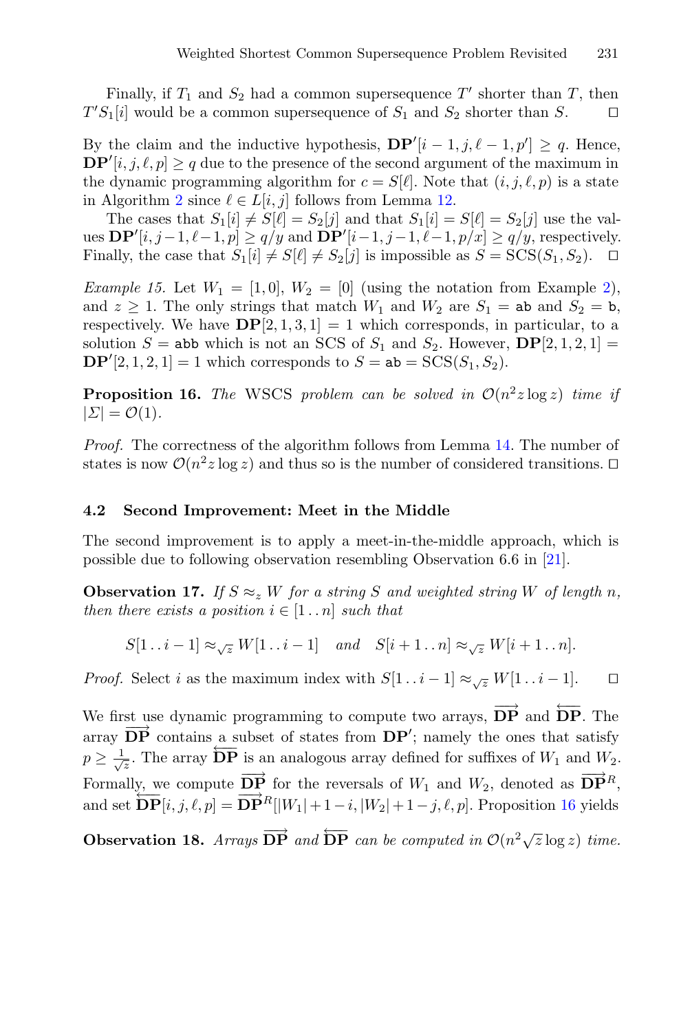Finally, if $T_1$ and $S_2$ had a common supersequence $T'$ shorter than $T$, then $T'S_1[i]$ would be a common supersequence of $S_1$ and $S_2$ shorter than $S$. ◻

By the claim and the inductive hypothesis, $\mathbf{DP}'[i-1, j, \ell-1, p'] \geq q$. Hence, $\mathbf{DP}'[i, j, \ell, p] \geq q$ due to the presence of the second argument of the maximum in the dynamic programming algorithm for $c = S[\ell]$. Note that $(i, j, \ell, p)$ is a state in Algorithm 2 since $\ell \in L[i, j]$ follows from Lemma 12.

The cases that $S_1[i] \neq S[\ell] = S_2[j]$ and that $S_1[i] = S[\ell] = S_2[j]$ use the values $\mathbf{DP}'[i, j-1, \ell-1, p] \geq q/y$ and $\mathbf{DP}'[i-1, j-1, \ell-1, p/x] \geq q/y$, respectively. Finally, the case that $S_1[i] \neq S[\ell] \neq S_2[j]$ is impossible as $S = \mathrm{SCS}(S_1, S_2)$. ◻

*Example 15.* Let $W_1 = [1, 0]$, $W_2 = [0]$ (using the notation from Example 2), and $z \geq 1$. The only strings that match $W_1$ and $W_2$ are $S_1 = \mathtt{ab}$ and $S_2 = \mathtt{b}$, respectively. We have $\mathbf{DP}[2, 1, 3, 1] = 1$ which corresponds, in particular, to a solution $S = \mathtt{abb}$ which is not an SCS of $S_1$ and $S_2$. However, $\mathbf{DP}[2, 1, 2, 1] = \mathbf{DP}'[2, 1, 2, 1] = 1$ which corresponds to $S = \mathtt{ab} = \mathrm{SCS}(S_1, S_2)$.

**Proposition 16.** *The* WSCS *problem can be solved in* $\mathcal{O}(n^2 z \log z)$ *time if* $|\Sigma| = \mathcal{O}(1)$.

*Proof.* The correctness of the algorithm follows from Lemma 14. The number of states is now $\mathcal{O}(n^2 z \log z)$ and thus so is the number of considered transitions. ◻

### 4.2 Second Improvement: Meet in the Middle

The second improvement is to apply a meet-in-the-middle approach, which is possible due to following observation resembling Observation 6.6 in [21].

**Observation 17.** *If* $S \approx_z W$ *for a string* $S$ *and weighted string* $W$ *of length* $n$*, then there exists a position* $i \in [1\,..\,n]$ *such that*

$$S[1\,..\,i-1] \approx_{\sqrt{z}} W[1\,..\,i-1] \quad \text{and} \quad S[i+1\,..\,n] \approx_{\sqrt{z}} W[i+1\,..\,n].$$

*Proof.* Select $i$ as the maximum index with $S[1\,..\,i-1] \approx_{\sqrt{z}} W[1\,..\,i-1]$. ◻

We first use dynamic programming to compute two arrays, $\overrightarrow{\mathbf{DP}}$ and $\overleftarrow{\mathbf{DP}}$. The array $\overrightarrow{\mathbf{DP}}$ contains a subset of states from $\mathbf{DP}'$; namely the ones that satisfy $p \geq \frac{1}{\sqrt{z}}$. The array $\overleftarrow{\mathbf{DP}}$ is an analogous array defined for suffixes of $W_1$ and $W_2$. Formally, we compute $\overrightarrow{\mathbf{DP}}$ for the reversals of $W_1$ and $W_2$, denoted as $\overrightarrow{\mathbf{DP}}^R$, and set $\overleftarrow{\mathbf{DP}}[i, j, \ell, p] = \overrightarrow{\mathbf{DP}}^R[|W_1|+1-i, |W_2|+1-j, \ell, p]$. Proposition 16 yields

**Observation 18.** *Arrays* $\overrightarrow{\mathbf{DP}}$ *and* $\overleftarrow{\mathbf{DP}}$ *can be computed in* $\mathcal{O}(n^2\sqrt{z}\log z)$ *time.*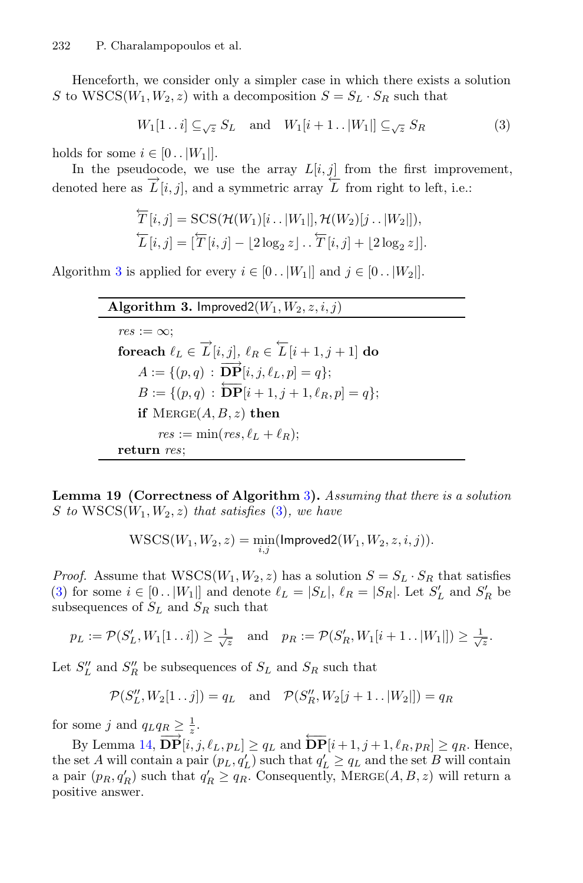Henceforth, we consider only a simpler case in which there exists a solution $S$ to $\mathrm{WSCS}(W_1, W_2, z)$ with a decomposition $S = S_L \cdot S_R$ such that

$$W_1[1 \mathinner{.\,.} i] \subseteq_{\sqrt{z}} S_L \quad \text{and} \quad W_1[i+1 \mathinner{.\,.} |W_1|] \subseteq_{\sqrt{z}} S_R \tag{3}$$

holds for some $i \in [0 \mathinner{.\,.} |W_1|]$.

In the pseudocode, we use the array $L[i,j]$ from the first improvement, denoted here as $\overrightarrow{L}[i,j]$, and a symmetric array $\overleftarrow{L}$ from right to left, i.e.:

$$\overleftarrow{T}[i,j] = \mathrm{SCS}(\mathcal{H}(W_1)[i \mathinner{.\,.} |W_1|], \mathcal{H}(W_2)[j \mathinner{.\,.} |W_2|]),$$
$$\overleftarrow{L}[i,j] = [\overleftarrow{T}[i,j] - \lfloor 2 \log_2 z \rfloor \mathinner{.\,.} \overleftarrow{T}[i,j] + \lfloor 2 \log_2 z \rfloor].$$

Algorithm 3 is applied for every $i \in [0 \mathinner{.\,.} |W_1|]$ and $j \in [0 \mathinner{.\,.} |W_2|]$.

**Algorithm 3.** $\mathsf{Improved2}(W_1, W_2, z, i, j)$

```
res := ∞;
foreach ℓ_L ∈ →L[i, j], ℓ_R ∈ ←L[i+1, j+1] do
    A := {(p, q) : →DP[i, j, ℓ_L, p] = q};
    B := {(p, q) : ←DP[i+1, j+1, ℓ_R, p] = q};
    if MERGE(A, B, z) then
        res := min(res, ℓ_L + ℓ_R);
return res;
```

**Lemma 19 (Correctness of Algorithm 3).** *Assuming that there is a solution $S$ to $\mathrm{WSCS}(W_1, W_2, z)$ that satisfies (3), we have*

$$\mathrm{WSCS}(W_1, W_2, z) = \min_{i,j}(\mathsf{Improved2}(W_1, W_2, z, i, j)).$$

*Proof.* Assume that $\mathrm{WSCS}(W_1, W_2, z)$ has a solution $S = S_L \cdot S_R$ that satisfies (3) for some $i \in [0 \mathinner{.\,.} |W_1|]$ and denote $\ell_L = |S_L|$, $\ell_R = |S_R|$. Let $S'_L$ and $S'_R$ be subsequences of $S_L$ and $S_R$ such that

$$p_L := \mathcal{P}(S'_L, W_1[1 \mathinner{.\,.} i]) \geq \tfrac{1}{\sqrt{z}} \quad \text{and} \quad p_R := \mathcal{P}(S'_R, W_1[i+1 \mathinner{.\,.} |W_1|]) \geq \tfrac{1}{\sqrt{z}}.$$

Let $S''_L$ and $S''_R$ be subsequences of $S_L$ and $S_R$ such that

$$\mathcal{P}(S''_L, W_2[1 \mathinner{.\,.} j]) = q_L \quad \text{and} \quad \mathcal{P}(S''_R, W_2[j+1 \mathinner{.\,.} |W_2|]) = q_R$$

for some $j$ and $q_L q_R \geq \frac{1}{z}$.

By Lemma 14, $\overrightarrow{\mathbf{DP}}[i, j, \ell_L, p_L] \geq q_L$ and $\overleftarrow{\mathbf{DP}}[i+1, j+1, \ell_R, p_R] \geq q_R$. Hence, the set $A$ will contain a pair $(p_L, q'_L)$ such that $q'_L \geq q_L$ and the set $B$ will contain a pair $(p_R, q'_R)$ such that $q'_R \geq q_R$. Consequently, $\mathrm{MERGE}(A, B, z)$ will return a positive answer.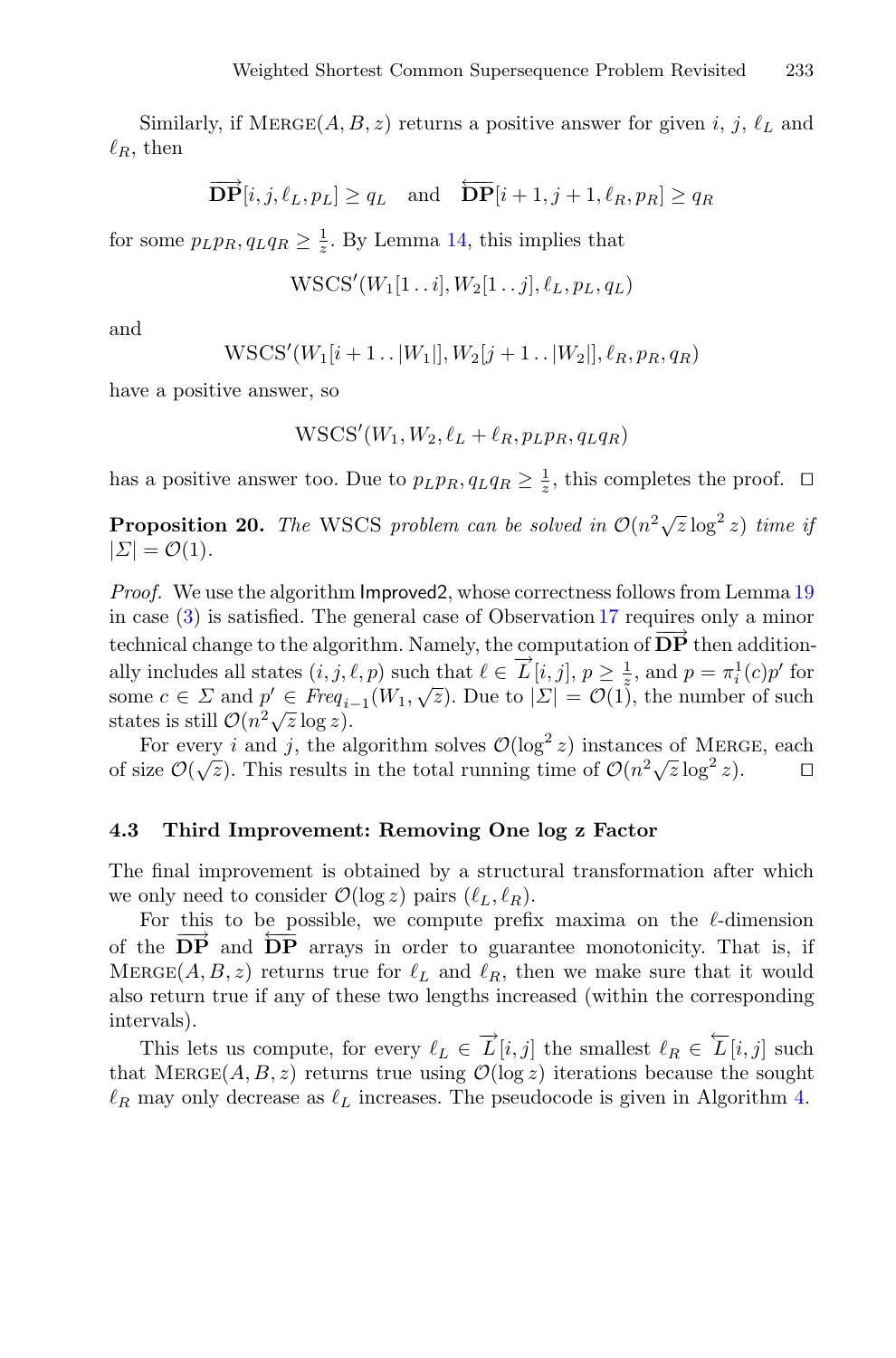Similarly, if $\text{MERGE}(A, B, z)$ returns a positive answer for given $i$, $j$, $\ell_L$ and $\ell_R$, then

$$\overrightarrow{\mathbf{DP}}[i, j, \ell_L, p_L] \geq q_L \quad \text{and} \quad \overleftarrow{\mathbf{DP}}[i+1, j+1, \ell_R, p_R] \geq q_R$$

for some $p_L p_R, q_L q_R \geq \frac{1}{z}$. By Lemma 14, this implies that

$$\text{WSCS}'(W_1[1\,..\,i], W_2[1\,..\,j], \ell_L, p_L, q_L)$$

and

$$\text{WSCS}'(W_1[i+1\,..\,|W_1|], W_2[j+1\,..\,|W_2|], \ell_R, p_R, q_R)$$

have a positive answer, so

$$\text{WSCS}'(W_1, W_2, \ell_L + \ell_R, p_L p_R, q_L q_R)$$

has a positive answer too. Due to $p_L p_R, q_L q_R \geq \frac{1}{z}$, this completes the proof. $\square$

**Proposition 20.** *The* WSCS *problem can be solved in* $\mathcal{O}(n^2\sqrt{z}\log^2 z)$ *time if* $|\Sigma| = \mathcal{O}(1)$.

*Proof.* We use the algorithm Improved2, whose correctness follows from Lemma 19 in case (3) is satisfied. The general case of Observation 17 requires only a minor technical change to the algorithm. Namely, the computation of $\overrightarrow{\mathbf{DP}}$ then additionally includes all states $(i, j, \ell, p)$ such that $\ell \in \overrightarrow{L}[i, j]$, $p \geq \frac{1}{z}$, and $p = \pi_i^1(c)p'$ for some $c \in \Sigma$ and $p' \in \mathit{Freq}_{i-1}(W_1, \sqrt{z})$. Due to $|\Sigma| = \mathcal{O}(1)$, the number of such states is still $\mathcal{O}(n^2\sqrt{z}\log z)$.

For every $i$ and $j$, the algorithm solves $\mathcal{O}(\log^2 z)$ instances of $\text{MERGE}$, each of size $\mathcal{O}(\sqrt{z})$. This results in the total running time of $\mathcal{O}(n^2\sqrt{z}\log^2 z)$. $\square$

### 4.3 Third Improvement: Removing One log z Factor

The final improvement is obtained by a structural transformation after which we only need to consider $\mathcal{O}(\log z)$ pairs $(\ell_L, \ell_R)$.

For this to be possible, we compute prefix maxima on the $\ell$-dimension of the $\overrightarrow{\mathbf{DP}}$ and $\overleftarrow{\mathbf{DP}}$ arrays in order to guarantee monotonicity. That is, if $\text{MERGE}(A, B, z)$ returns true for $\ell_L$ and $\ell_R$, then we make sure that it would also return true if any of these two lengths increased (within the corresponding intervals).

This lets us compute, for every $\ell_L \in \overrightarrow{L}[i, j]$ the smallest $\ell_R \in \overleftarrow{L}[i, j]$ such that $\text{MERGE}(A, B, z)$ returns true using $\mathcal{O}(\log z)$ iterations because the sought $\ell_R$ may only decrease as $\ell_L$ increases. The pseudocode is given in Algorithm 4.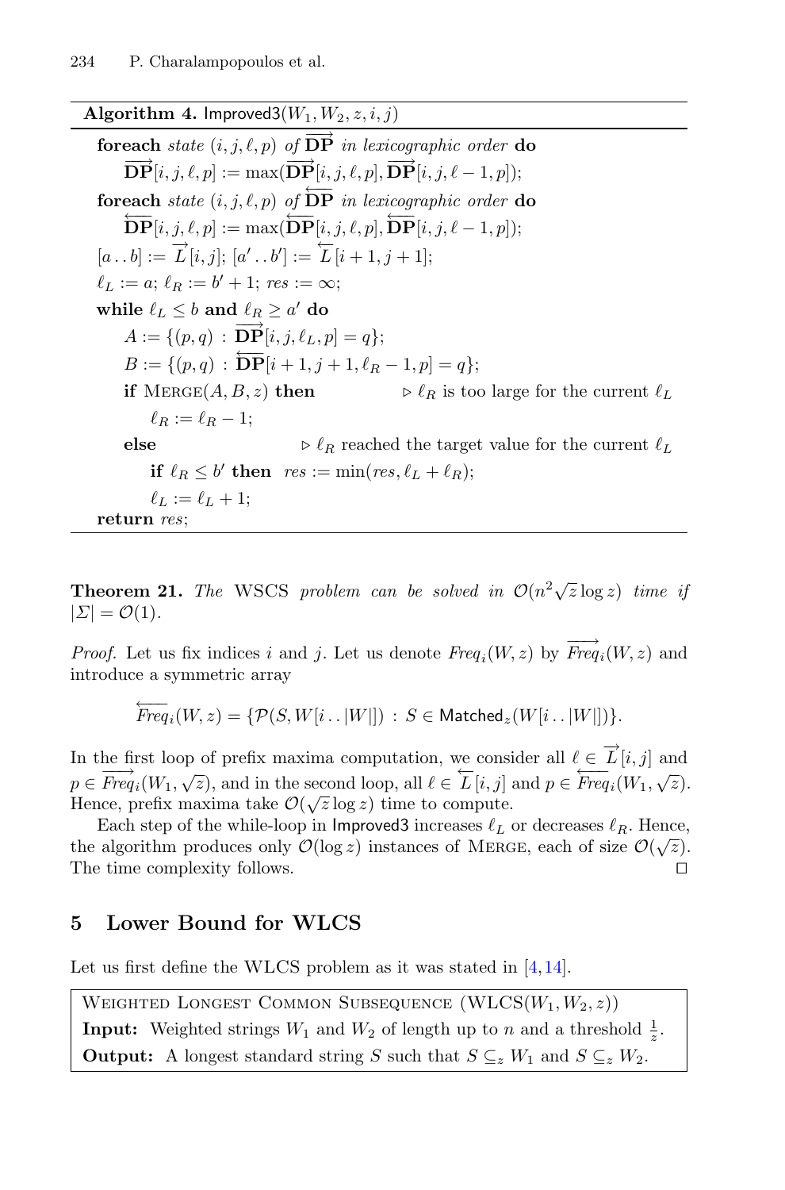**Algorithm 4.** Improved3$(W_1, W_2, z, i, j)$

```
foreach state (i, j, ℓ, p) of →DP in lexicographic order do
    →DP[i, j, ℓ, p] := max(→DP[i, j, ℓ, p], →DP[i, j, ℓ − 1, p]);
foreach state (i, j, ℓ, p) of ←DP in lexicographic order do
    ←DP[i, j, ℓ, p] := max(←DP[i, j, ℓ, p], ←DP[i, j, ℓ − 1, p]);
[a .. b] := →L[i, j]; [a' .. b'] := ←L[i + 1, j + 1];
ℓ_L := a; ℓ_R := b' + 1; res := ∞;
while ℓ_L ≤ b and ℓ_R ≥ a' do
    A := {(p, q) : →DP[i, j, ℓ_L, p] = q};
    B := {(p, q) : ←DP[i + 1, j + 1, ℓ_R − 1, p] = q};
    if MERGE(A, B, z) then              ▷ ℓ_R is too large for the current ℓ_L
        ℓ_R := ℓ_R − 1;
    else                                ▷ ℓ_R reached the target value for the current ℓ_L
        if ℓ_R ≤ b' then  res := min(res, ℓ_L + ℓ_R);
        ℓ_L := ℓ_L + 1;
return res;
```

**Theorem 21.** *The* WSCS *problem can be solved in* $\mathcal{O}(n^2\sqrt{z}\log z)$ *time if* $|\Sigma| = \mathcal{O}(1)$.

*Proof.* Let us fix indices $i$ and $j$. Let us denote $Freq_i(W, z)$ by $\overrightarrow{Freq}_i(W, z)$ and introduce a symmetric array

$$\overleftarrow{Freq}_i(W, z) = \{\mathcal{P}(S, W[i \mathinner{.\,.} |W|]) : S \in \mathsf{Matched}_z(W[i \mathinner{.\,.} |W|])\}.$$

In the first loop of prefix maxima computation, we consider all $\ell \in \overrightarrow{L}[i, j]$ and $p \in \overrightarrow{Freq}_i(W_1, \sqrt{z})$, and in the second loop, all $\ell \in \overleftarrow{L}[i, j]$ and $p \in \overleftarrow{Freq}_i(W_1, \sqrt{z})$. Hence, prefix maxima take $\mathcal{O}(\sqrt{z}\log z)$ time to compute.

Each step of the while-loop in Improved3 increases $\ell_L$ or decreases $\ell_R$. Hence, the algorithm produces only $\mathcal{O}(\log z)$ instances of MERGE, each of size $\mathcal{O}(\sqrt{z})$. The time complexity follows. $\square$

## 5 Lower Bound for WLCS

Let us first define the WLCS problem as it was stated in [4,14].

> WEIGHTED LONGEST COMMON SUBSEQUENCE (WLCS$(W_1, W_2, z)$)
> **Input:** Weighted strings $W_1$ and $W_2$ of length up to $n$ and a threshold $\frac{1}{z}$.
> **Output:** A longest standard string $S$ such that $S \subseteq_z W_1$ and $S \subseteq_z W_2$.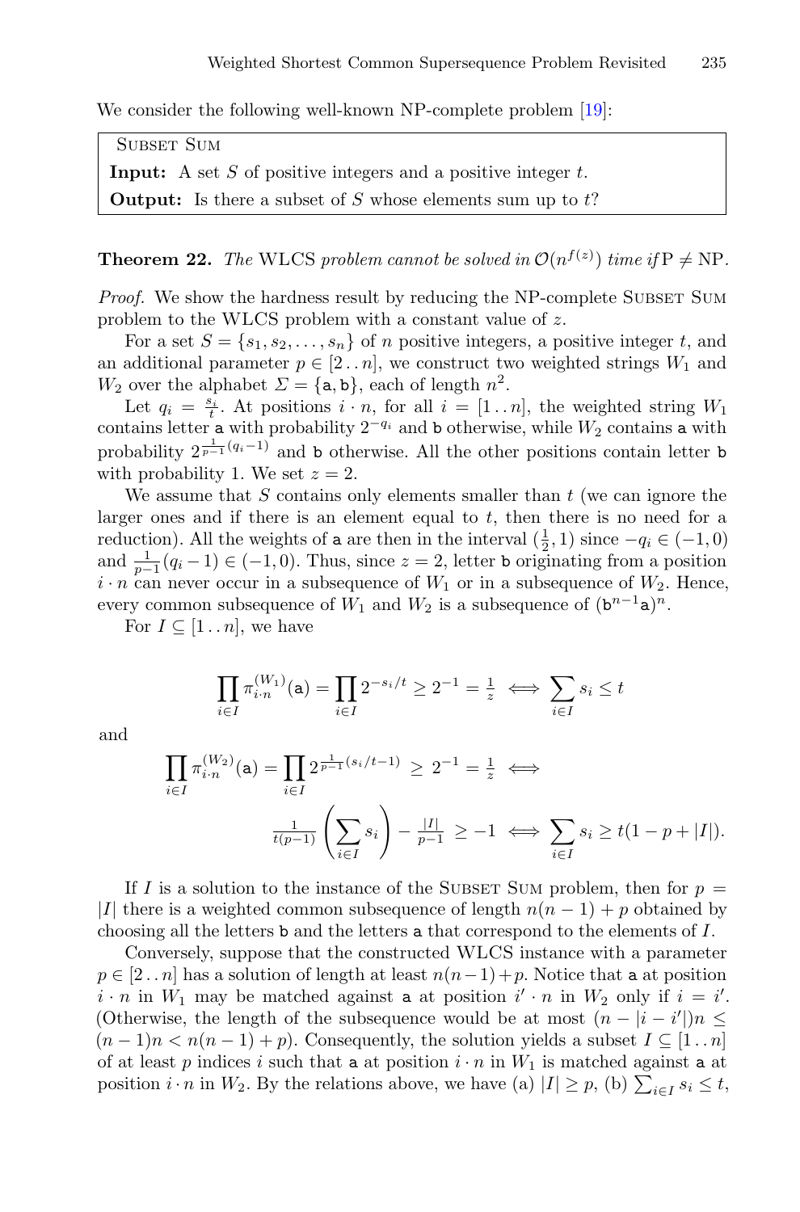We consider the following well-known NP-complete problem [19]:

> SUBSET SUM
> **Input:** A set $S$ of positive integers and a positive integer $t$.
> **Output:** Is there a subset of $S$ whose elements sum up to $t$?

**Theorem 22.** *The* WLCS *problem cannot be solved in* $\mathcal{O}(n^{f(z)})$ *time if* $\mathrm{P} \neq \mathrm{NP}$.

*Proof.* We show the hardness result by reducing the NP-complete SUBSET SUM problem to the WLCS problem with a constant value of $z$.

For a set $S = \{s_1, s_2, \ldots, s_n\}$ of $n$ positive integers, a positive integer $t$, and an additional parameter $p \in [2\,.\,.\,n]$, we construct two weighted strings $W_1$ and $W_2$ over the alphabet $\Sigma = \{\mathtt{a}, \mathtt{b}\}$, each of length $n^2$.

Let $q_i = \frac{s_i}{t}$. At positions $i \cdot n$, for all $i = [1\,.\,.\,n]$, the weighted string $W_1$ contains letter $\mathtt{a}$ with probability $2^{-q_i}$ and $\mathtt{b}$ otherwise, while $W_2$ contains $\mathtt{a}$ with probability $2^{\frac{1}{p-1}(q_i-1)}$ and $\mathtt{b}$ otherwise. All the other positions contain letter $\mathtt{b}$ with probability 1. We set $z = 2$.

We assume that $S$ contains only elements smaller than $t$ (we can ignore the larger ones and if there is an element equal to $t$, then there is no need for a reduction). All the weights of $\mathtt{a}$ are then in the interval $(\frac{1}{2}, 1)$ since $-q_i \in (-1, 0)$ and $\frac{1}{p-1}(q_i - 1) \in (-1, 0)$. Thus, since $z = 2$, letter $\mathtt{b}$ originating from a position $i \cdot n$ can never occur in a subsequence of $W_1$ or in a subsequence of $W_2$. Hence, every common subsequence of $W_1$ and $W_2$ is a subsequence of $(\mathtt{b}^{n-1}\mathtt{a})^n$.

For $I \subseteq [1\,.\,.\,n]$, we have

$$\prod_{i \in I} \pi_{i \cdot n}^{(W_1)}(\mathtt{a}) = \prod_{i \in I} 2^{-s_i/t} \geq 2^{-1} = \tfrac{1}{z} \iff \sum_{i \in I} s_i \leq t$$

and

$$\prod_{i \in I} \pi_{i \cdot n}^{(W_2)}(\mathtt{a}) = \prod_{i \in I} 2^{\frac{1}{p-1}(s_i/t - 1)} \geq 2^{-1} = \tfrac{1}{z} \iff$$

$$\tfrac{1}{t(p-1)} \left( \sum_{i \in I} s_i \right) - \tfrac{|I|}{p-1} \geq -1 \iff \sum_{i \in I} s_i \geq t(1 - p + |I|).$$

If $I$ is a solution to the instance of the SUBSET SUM problem, then for $p = |I|$ there is a weighted common subsequence of length $n(n-1) + p$ obtained by choosing all the letters $\mathtt{b}$ and the letters $\mathtt{a}$ that correspond to the elements of $I$.

Conversely, suppose that the constructed WLCS instance with a parameter $p \in [2\,.\,.\,n]$ has a solution of length at least $n(n-1)+p$. Notice that $\mathtt{a}$ at position $i \cdot n$ in $W_1$ may be matched against $\mathtt{a}$ at position $i' \cdot n$ in $W_2$ only if $i = i'$. (Otherwise, the length of the subsequence would be at most $(n - |i - i'|)n \leq (n-1)n < n(n-1) + p$). Consequently, the solution yields a subset $I \subseteq [1\,.\,.\,n]$ of at least $p$ indices $i$ such that $\mathtt{a}$ at position $i \cdot n$ in $W_1$ is matched against $\mathtt{a}$ at position $i \cdot n$ in $W_2$. By the relations above, we have (a) $|I| \geq p$, (b) $\sum_{i \in I} s_i \leq t$,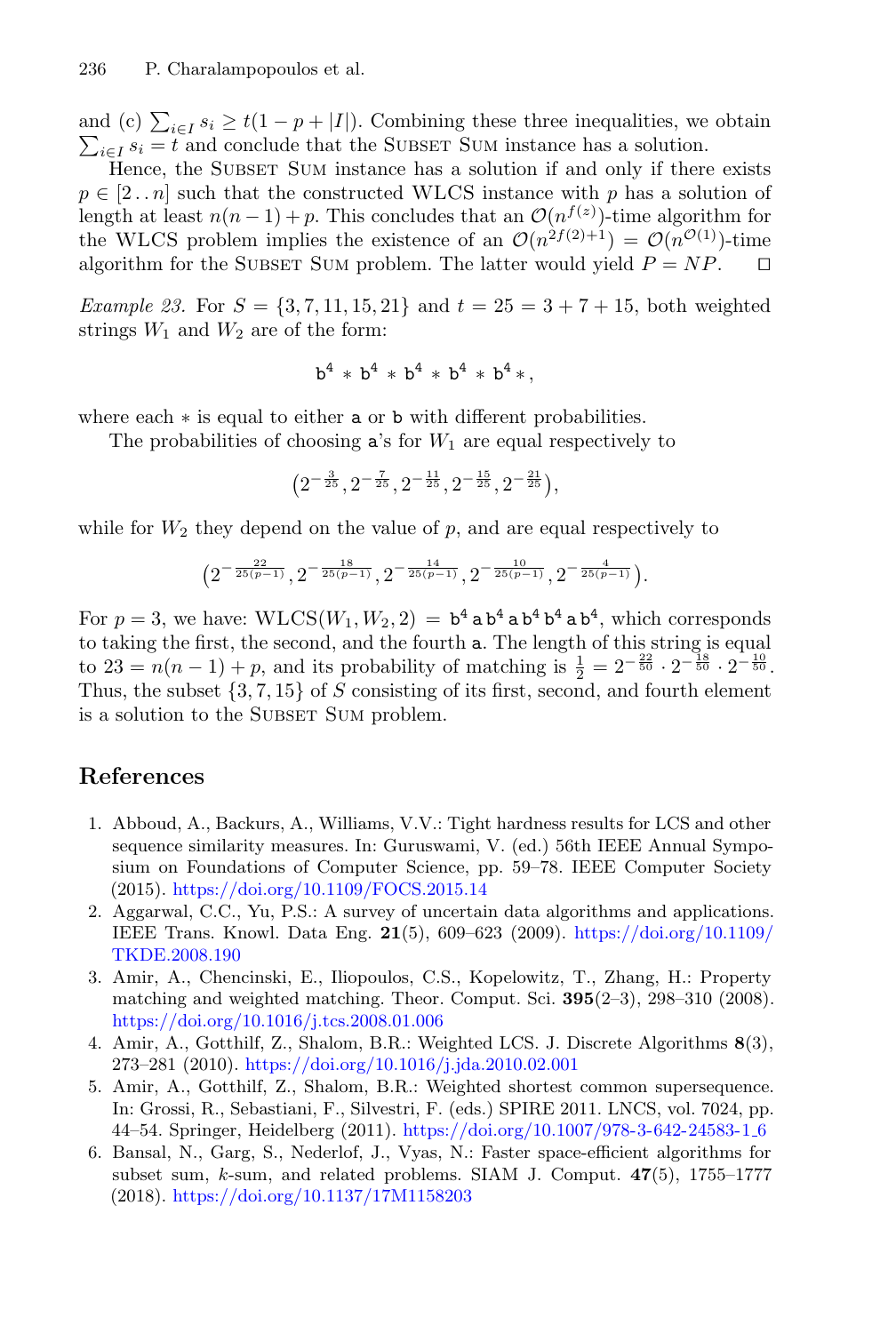and (c) $\sum_{i \in I} s_i \geq t(1 - p + |I|)$. Combining these three inequalities, we obtain $\sum_{i \in I} s_i = t$ and conclude that the Subset Sum instance has a solution.

Hence, the Subset Sum instance has a solution if and only if there exists $p \in [2\,..\,n]$ such that the constructed WLCS instance with $p$ has a solution of length at least $n(n-1)+p$. This concludes that an $\mathcal{O}(n^{f(z)})$-time algorithm for the WLCS problem implies the existence of an $\mathcal{O}(n^{2f(2)+1}) = \mathcal{O}(n^{\mathcal{O}(1)})$-time algorithm for the Subset Sum problem. The latter would yield $P = NP$. ◻

*Example 23.* For $S = \{3, 7, 11, 15, 21\}$ and $t = 25 = 3 + 7 + 15$, both weighted strings $W_1$ and $W_2$ are of the form:

$$\mathtt{b}^4 * \mathtt{b}^4 * \mathtt{b}^4 * \mathtt{b}^4 * \mathtt{b}^4 *,$$

where each $*$ is equal to either $\mathtt{a}$ or $\mathtt{b}$ with different probabilities.

The probabilities of choosing $\mathtt{a}$'s for $W_1$ are equal respectively to

$$\left(2^{-\frac{3}{25}}, 2^{-\frac{7}{25}}, 2^{-\frac{11}{25}}, 2^{-\frac{15}{25}}, 2^{-\frac{21}{25}}\right),$$

while for $W_2$ they depend on the value of $p$, and are equal respectively to

$$\left(2^{-\frac{22}{25(p-1)}}, 2^{-\frac{18}{25(p-1)}}, 2^{-\frac{14}{25(p-1)}}, 2^{-\frac{10}{25(p-1)}}, 2^{-\frac{4}{25(p-1)}}\right).$$

For $p = 3$, we have: $\mathrm{WLCS}(W_1, W_2, 2) = \mathtt{b}^4\,\mathtt{a}\,\mathtt{b}^4\,\mathtt{a}\,\mathtt{b}^4\,\mathtt{b}^4\,\mathtt{a}\,\mathtt{b}^4$, which corresponds to taking the first, the second, and the fourth $\mathtt{a}$. The length of this string is equal to $23 = n(n-1) + p$, and its probability of matching is $\frac{1}{2} = 2^{-\frac{22}{50}} \cdot 2^{-\frac{18}{50}} \cdot 2^{-\frac{10}{50}}$. Thus, the subset $\{3, 7, 15\}$ of $S$ consisting of its first, second, and fourth element is a solution to the Subset Sum problem.

## References

1. Abboud, A., Backurs, A., Williams, V.V.: Tight hardness results for LCS and other sequence similarity measures. In: Guruswami, V. (ed.) 56th IEEE Annual Symposium on Foundations of Computer Science, pp. 59–78. IEEE Computer Society (2015). https://doi.org/10.1109/FOCS.2015.14
2. Aggarwal, C.C., Yu, P.S.: A survey of uncertain data algorithms and applications. IEEE Trans. Knowl. Data Eng. **21**(5), 609–623 (2009). https://doi.org/10.1109/TKDE.2008.190
3. Amir, A., Chencinski, E., Iliopoulos, C.S., Kopelowitz, T., Zhang, H.: Property matching and weighted matching. Theor. Comput. Sci. **395**(2–3), 298–310 (2008). https://doi.org/10.1016/j.tcs.2008.01.006
4. Amir, A., Gotthilf, Z., Shalom, B.R.: Weighted LCS. J. Discrete Algorithms **8**(3), 273–281 (2010). https://doi.org/10.1016/j.jda.2010.02.001
5. Amir, A., Gotthilf, Z., Shalom, B.R.: Weighted shortest common supersequence. In: Grossi, R., Sebastiani, F., Silvestri, F. (eds.) SPIRE 2011. LNCS, vol. 7024, pp. 44–54. Springer, Heidelberg (2011). https://doi.org/10.1007/978-3-642-24583-1_6
6. Bansal, N., Garg, S., Nederlof, J., Vyas, N.: Faster space-efficient algorithms for subset sum, $k$-sum, and related problems. SIAM J. Comput. **47**(5), 1755–1777 (2018). https://doi.org/10.1137/17M1158203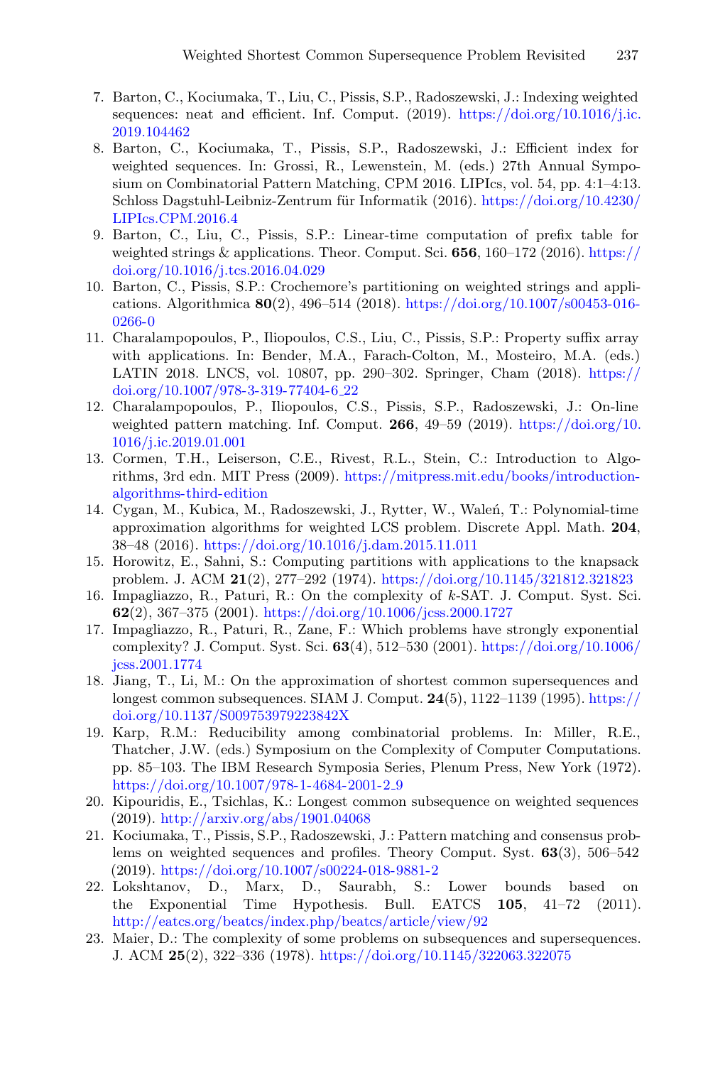7. Barton, C., Kociumaka, T., Liu, C., Pissis, S.P., Radoszewski, J.: Indexing weighted sequences: neat and efficient. Inf. Comput. (2019). https://doi.org/10.1016/j.ic.2019.104462
8. Barton, C., Kociumaka, T., Pissis, S.P., Radoszewski, J.: Efficient index for weighted sequences. In: Grossi, R., Lewenstein, M. (eds.) 27th Annual Symposium on Combinatorial Pattern Matching, CPM 2016. LIPIcs, vol. 54, pp. 4:1–4:13. Schloss Dagstuhl-Leibniz-Zentrum für Informatik (2016). https://doi.org/10.4230/LIPIcs.CPM.2016.4
9. Barton, C., Liu, C., Pissis, S.P.: Linear-time computation of prefix table for weighted strings & applications. Theor. Comput. Sci. **656**, 160–172 (2016). https://doi.org/10.1016/j.tcs.2016.04.029
10. Barton, C., Pissis, S.P.: Crochemore's partitioning on weighted strings and applications. Algorithmica **80**(2), 496–514 (2018). https://doi.org/10.1007/s00453-016-0266-0
11. Charalampopoulos, P., Iliopoulos, C.S., Liu, C., Pissis, S.P.: Property suffix array with applications. In: Bender, M.A., Farach-Colton, M., Mosteiro, M.A. (eds.) LATIN 2018. LNCS, vol. 10807, pp. 290–302. Springer, Cham (2018). https://doi.org/10.1007/978-3-319-77404-6_22
12. Charalampopoulos, P., Iliopoulos, C.S., Pissis, S.P., Radoszewski, J.: On-line weighted pattern matching. Inf. Comput. **266**, 49–59 (2019). https://doi.org/10.1016/j.ic.2019.01.001
13. Cormen, T.H., Leiserson, C.E., Rivest, R.L., Stein, C.: Introduction to Algorithms, 3rd edn. MIT Press (2009). https://mitpress.mit.edu/books/introduction-algorithms-third-edition
14. Cygan, M., Kubica, M., Radoszewski, J., Rytter, W., Waleń, T.: Polynomial-time approximation algorithms for weighted LCS problem. Discrete Appl. Math. **204**, 38–48 (2016). https://doi.org/10.1016/j.dam.2015.11.011
15. Horowitz, E., Sahni, S.: Computing partitions with applications to the knapsack problem. J. ACM **21**(2), 277–292 (1974). https://doi.org/10.1145/321812.321823
16. Impagliazzo, R., Paturi, R.: On the complexity of $k$-SAT. J. Comput. Syst. Sci. **62**(2), 367–375 (2001). https://doi.org/10.1006/jcss.2000.1727
17. Impagliazzo, R., Paturi, R., Zane, F.: Which problems have strongly exponential complexity? J. Comput. Syst. Sci. **63**(4), 512–530 (2001). https://doi.org/10.1006/jcss.2001.1774
18. Jiang, T., Li, M.: On the approximation of shortest common supersequences and longest common subsequences. SIAM J. Comput. **24**(5), 1122–1139 (1995). https://doi.org/10.1137/S009753979223842X
19. Karp, R.M.: Reducibility among combinatorial problems. In: Miller, R.E., Thatcher, J.W. (eds.) Symposium on the Complexity of Computer Computations. pp. 85–103. The IBM Research Symposia Series, Plenum Press, New York (1972). https://doi.org/10.1007/978-1-4684-2001-2_9
20. Kipouridis, E., Tsichlas, K.: Longest common subsequence on weighted sequences (2019). http://arxiv.org/abs/1901.04068
21. Kociumaka, T., Pissis, S.P., Radoszewski, J.: Pattern matching and consensus problems on weighted sequences and profiles. Theory Comput. Syst. **63**(3), 506–542 (2019). https://doi.org/10.1007/s00224-018-9881-2
22. Lokshtanov, D., Marx, D., Saurabh, S.: Lower bounds based on the Exponential Time Hypothesis. Bull. EATCS **105**, 41–72 (2011). http://eatcs.org/beatcs/index.php/beatcs/article/view/92
23. Maier, D.: The complexity of some problems on subsequences and supersequences. J. ACM **25**(2), 322–336 (1978). https://doi.org/10.1145/322063.322075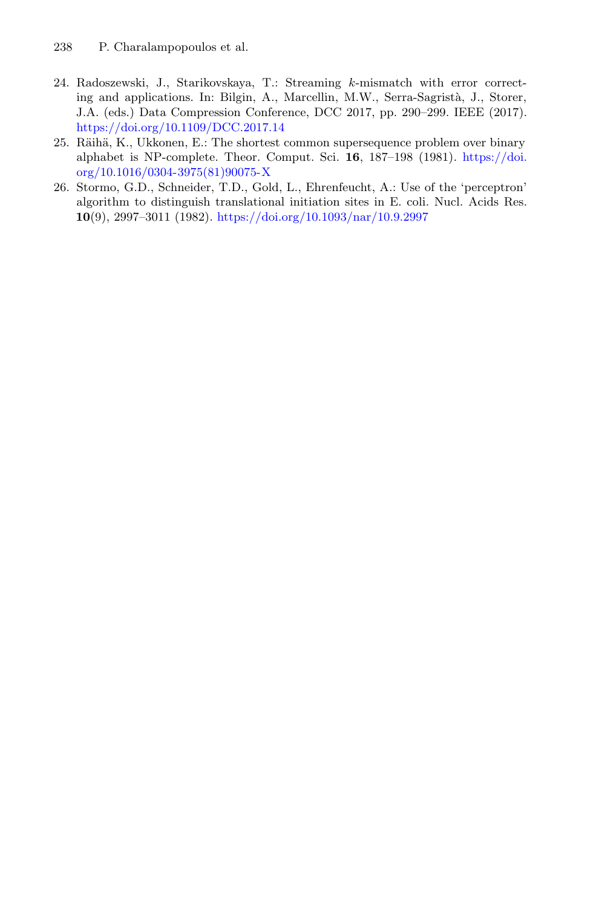24. Radoszewski, J., Starikovskaya, T.: Streaming $k$-mismatch with error correcting and applications. In: Bilgin, A., Marcellin, M.W., Serra-Sagristà, J., Storer, J.A. (eds.) Data Compression Conference, DCC 2017, pp. 290–299. IEEE (2017). https://doi.org/10.1109/DCC.2017.14
25. Räihä, K., Ukkonen, E.: The shortest common supersequence problem over binary alphabet is NP-complete. Theor. Comput. Sci. **16**, 187–198 (1981). https://doi.org/10.1016/0304-3975(81)90075-X
26. Stormo, G.D., Schneider, T.D., Gold, L., Ehrenfeucht, A.: Use of the 'perceptron' algorithm to distinguish translational initiation sites in E. coli. Nucl. Acids Res. **10**(9), 2997–3011 (1982). https://doi.org/10.1093/nar/10.9.2997